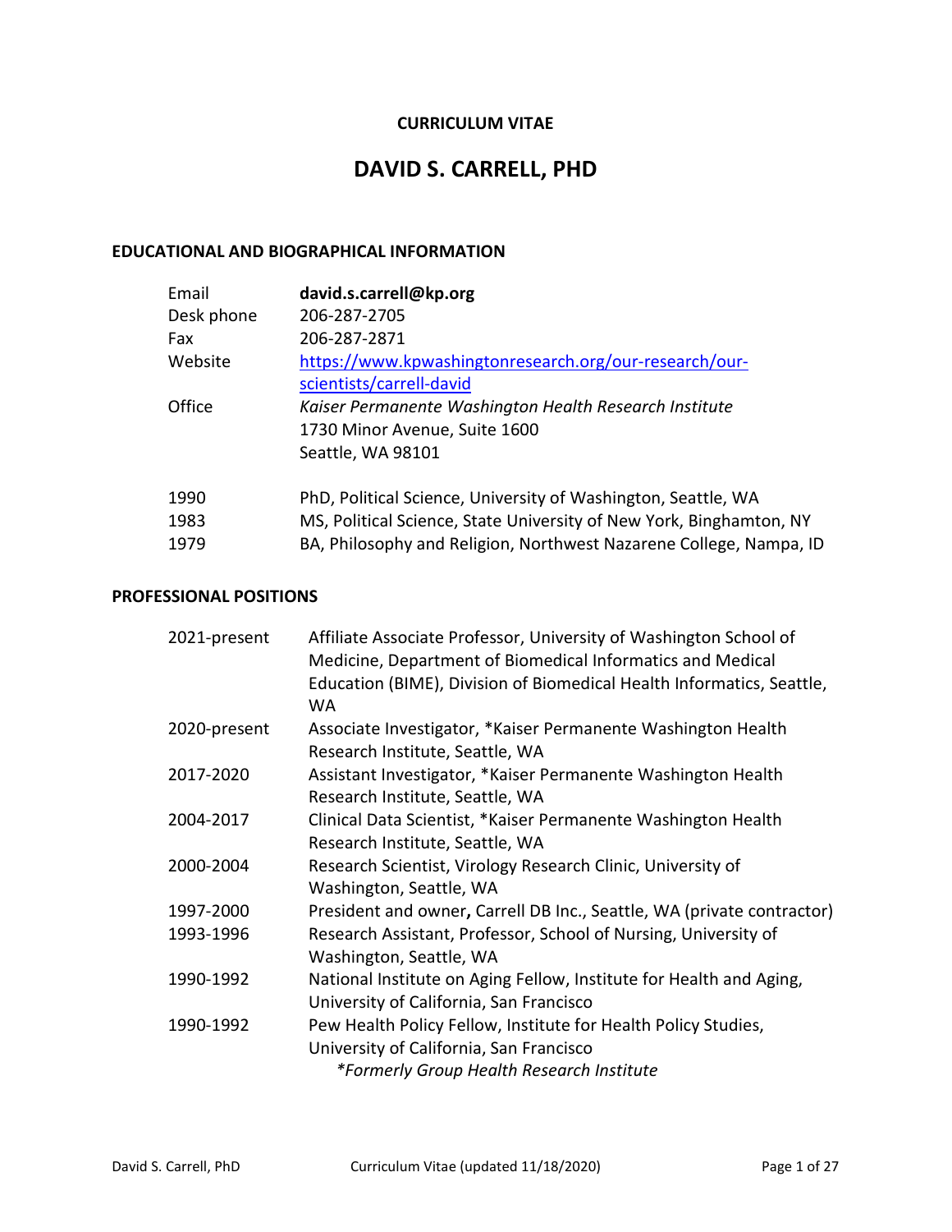**CURRICULUM VITAE**

# DAVID S. CARRELL, PHD

## EDUCATIONAL AND BIOGRAPHICAL INFORMATION

| | |
|---|---|
| Email | **david.s.carrell@kp.org** |
| Desk phone | 206-287-2705 |
| Fax | 206-287-2871 |
| Website | [https://www.kpwashingtonresearch.org/our-research/our-scientists/carrell-david](https://www.kpwashingtonresearch.org/our-research/our-scientists/carrell-david) |
| Office | *Kaiser Permanente Washington Health Research Institute*<br>1730 Minor Avenue, Suite 1600<br>Seattle, WA 98101 |

| | |
|---|---|
| 1990 | PhD, Political Science, University of Washington, Seattle, WA |
| 1983 | MS, Political Science, State University of New York, Binghamton, NY |
| 1979 | BA, Philosophy and Religion, Northwest Nazarene College, Nampa, ID |

## PROFESSIONAL POSITIONS

| | |
|---|---|
| 2021-present | Affiliate Associate Professor, University of Washington School of Medicine, Department of Biomedical Informatics and Medical Education (BIME), Division of Biomedical Health Informatics, Seattle, WA |
| 2020-present | Associate Investigator, *Kaiser Permanente Washington Health Research Institute, Seattle, WA |
| 2017-2020 | Assistant Investigator, *Kaiser Permanente Washington Health Research Institute, Seattle, WA |
| 2004-2017 | Clinical Data Scientist, *Kaiser Permanente Washington Health Research Institute, Seattle, WA |
| 2000-2004 | Research Scientist, Virology Research Clinic, University of Washington, Seattle, WA |
| 1997-2000 | President and owner**,** Carrell DB Inc., Seattle, WA (private contractor) |
| 1993-1996 | Research Assistant, Professor, School of Nursing, University of Washington, Seattle, WA |
| 1990-1992 | National Institute on Aging Fellow, Institute for Health and Aging, University of California, San Francisco |
| 1990-1992 | Pew Health Policy Fellow, Institute for Health Policy Studies, University of California, San Francisco |

*\*Formerly Group Health Research Institute*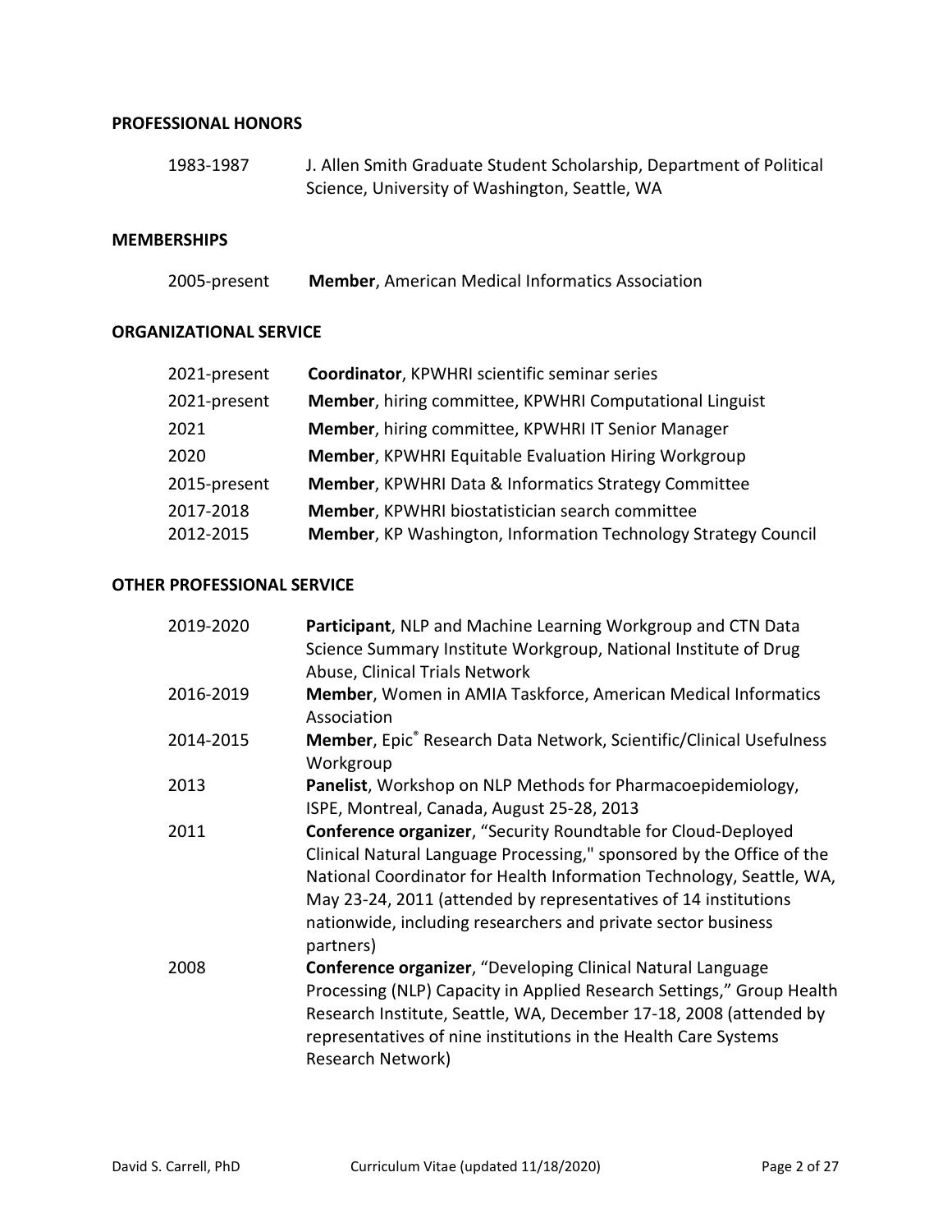## PROFESSIONAL HONORS

1983-1987 J. Allen Smith Graduate Student Scholarship, Department of Political Science, University of Washington, Seattle, WA

## MEMBERSHIPS

2005-present **Member**, American Medical Informatics Association

## ORGANIZATIONAL SERVICE

2021-present **Coordinator**, KPWHRI scientific seminar series

2021-present **Member**, hiring committee, KPWHRI Computational Linguist

2021 **Member**, hiring committee, KPWHRI IT Senior Manager

2020 **Member**, KPWHRI Equitable Evaluation Hiring Workgroup

2015-present **Member**, KPWHRI Data & Informatics Strategy Committee

2017-2018 **Member**, KPWHRI biostatistician search committee

2012-2015 **Member**, KP Washington, Information Technology Strategy Council

## OTHER PROFESSIONAL SERVICE

2019-2020 **Participant**, NLP and Machine Learning Workgroup and CTN Data Science Summary Institute Workgroup, National Institute of Drug Abuse, Clinical Trials Network

2016-2019 **Member**, Women in AMIA Taskforce, American Medical Informatics Association

2014-2015 **Member**, Epic® Research Data Network, Scientific/Clinical Usefulness Workgroup

2013 **Panelist**, Workshop on NLP Methods for Pharmacoepidemiology, ISPE, Montreal, Canada, August 25-28, 2013

2011 **Conference organizer**, "Security Roundtable for Cloud-Deployed Clinical Natural Language Processing," sponsored by the Office of the National Coordinator for Health Information Technology, Seattle, WA, May 23-24, 2011 (attended by representatives of 14 institutions nationwide, including researchers and private sector business partners)

2008 **Conference organizer**, "Developing Clinical Natural Language Processing (NLP) Capacity in Applied Research Settings," Group Health Research Institute, Seattle, WA, December 17-18, 2008 (attended by representatives of nine institutions in the Health Care Systems Research Network)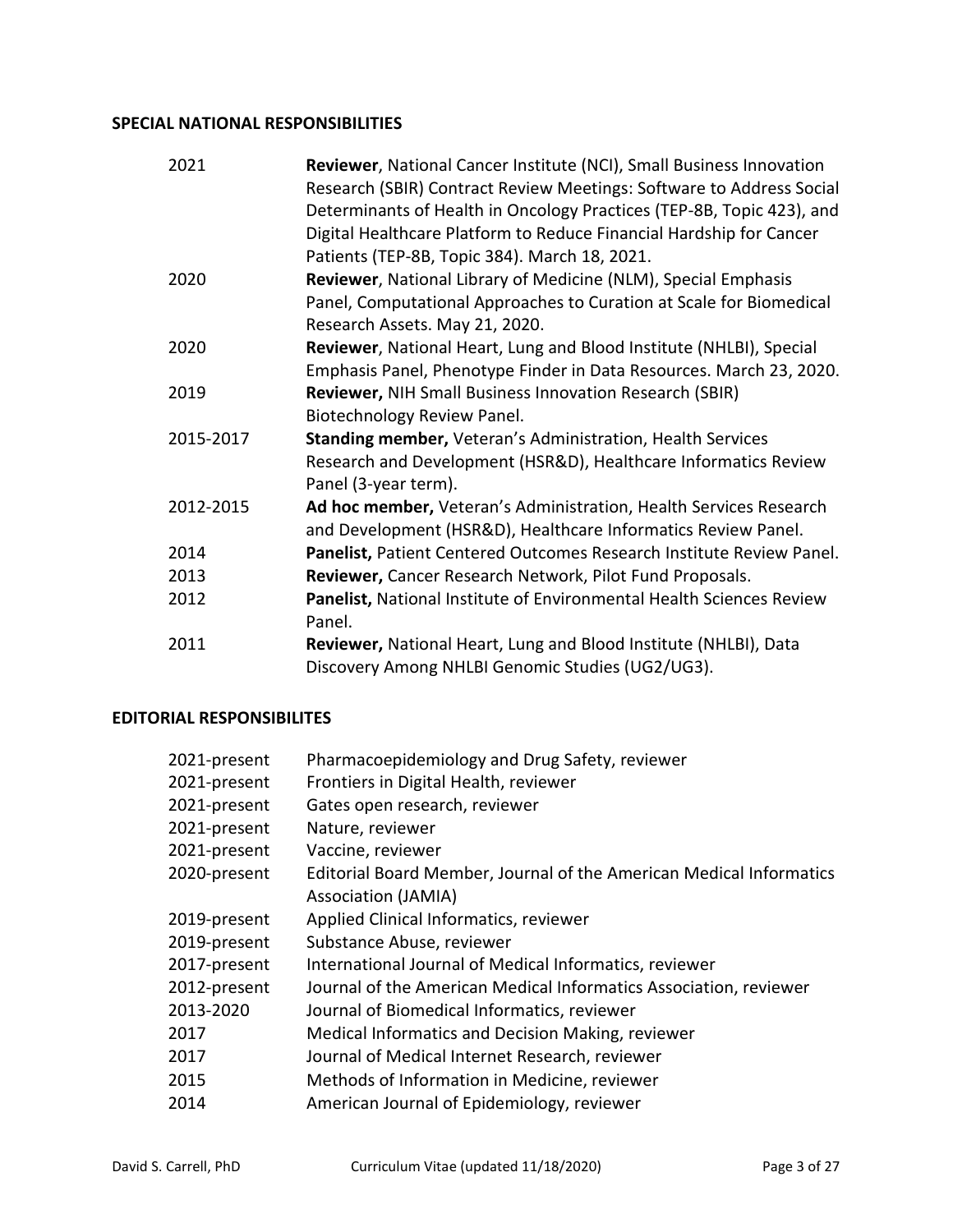## SPECIAL NATIONAL RESPONSIBILITIES

| | |
|---|---|
| 2021 | **Reviewer**, National Cancer Institute (NCI), Small Business Innovation Research (SBIR) Contract Review Meetings: Software to Address Social Determinants of Health in Oncology Practices (TEP-8B, Topic 423), and Digital Healthcare Platform to Reduce Financial Hardship for Cancer Patients (TEP-8B, Topic 384). March 18, 2021. |
| 2020 | **Reviewer**, National Library of Medicine (NLM), Special Emphasis Panel, Computational Approaches to Curation at Scale for Biomedical Research Assets. May 21, 2020. |
| 2020 | **Reviewer**, National Heart, Lung and Blood Institute (NHLBI), Special Emphasis Panel, Phenotype Finder in Data Resources. March 23, 2020. |
| 2019 | **Reviewer,** NIH Small Business Innovation Research (SBIR) Biotechnology Review Panel. |
| 2015-2017 | **Standing member,** Veteran's Administration, Health Services Research and Development (HSR&D), Healthcare Informatics Review Panel (3-year term). |
| 2012-2015 | **Ad hoc member,** Veteran's Administration, Health Services Research and Development (HSR&D), Healthcare Informatics Review Panel. |
| 2014 | **Panelist,** Patient Centered Outcomes Research Institute Review Panel. |
| 2013 | **Reviewer,** Cancer Research Network, Pilot Fund Proposals. |
| 2012 | **Panelist,** National Institute of Environmental Health Sciences Review Panel. |
| 2011 | **Reviewer,** National Heart, Lung and Blood Institute (NHLBI), Data Discovery Among NHLBI Genomic Studies (UG2/UG3). |

## EDITORIAL RESPONSIBILITES

| | |
|---|---|
| 2021-present | Pharmacoepidemiology and Drug Safety, reviewer |
| 2021-present | Frontiers in Digital Health, reviewer |
| 2021-present | Gates open research, reviewer |
| 2021-present | Nature, reviewer |
| 2021-present | Vaccine, reviewer |
| 2020-present | Editorial Board Member, Journal of the American Medical Informatics Association (JAMIA) |
| 2019-present | Applied Clinical Informatics, reviewer |
| 2019-present | Substance Abuse, reviewer |
| 2017-present | International Journal of Medical Informatics, reviewer |
| 2012-present | Journal of the American Medical Informatics Association, reviewer |
| 2013-2020 | Journal of Biomedical Informatics, reviewer |
| 2017 | Medical Informatics and Decision Making, reviewer |
| 2017 | Journal of Medical Internet Research, reviewer |
| 2015 | Methods of Information in Medicine, reviewer |
| 2014 | American Journal of Epidemiology, reviewer |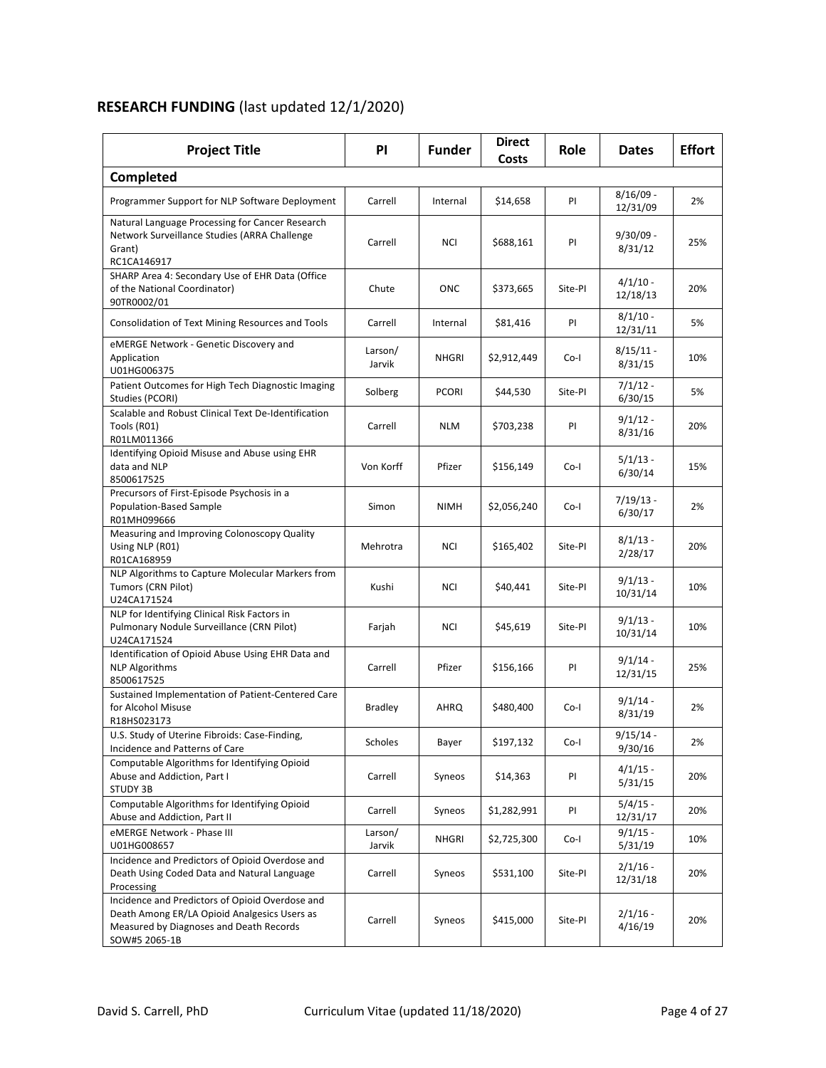## **RESEARCH FUNDING** (last updated 12/1/2020)

| Project Title | PI | Funder | Direct Costs | Role | Dates | Effort |
|---|---|---|---|---|---|---|
| **Completed** | | | | | | |
| Programmer Support for NLP Software Deployment | Carrell | Internal | $14,658 | PI | 8/16/09 - 12/31/09 | 2% |
| Natural Language Processing for Cancer Research Network Surveillance Studies (ARRA Challenge Grant) RC1CA146917 | Carrell | NCI | $688,161 | PI | 9/30/09 - 8/31/12 | 25% |
| SHARP Area 4: Secondary Use of EHR Data (Office of the National Coordinator) 90TR0002/01 | Chute | ONC | $373,665 | Site-PI | 4/1/10 - 12/18/13 | 20% |
| Consolidation of Text Mining Resources and Tools | Carrell | Internal | $81,416 | PI | 8/1/10 - 12/31/11 | 5% |
| eMERGE Network - Genetic Discovery and Application U01HG006375 | Larson/ Jarvik | NHGRI | $2,912,449 | Co-I | 8/15/11 - 8/31/15 | 10% |
| Patient Outcomes for High Tech Diagnostic Imaging Studies (PCORI) | Solberg | PCORI | $44,530 | Site-PI | 7/1/12 - 6/30/15 | 5% |
| Scalable and Robust Clinical Text De-Identification Tools (R01) R01LM011366 | Carrell | NLM | $703,238 | PI | 9/1/12 - 8/31/16 | 20% |
| Identifying Opioid Misuse and Abuse using EHR data and NLP 8500617525 | Von Korff | Pfizer | $156,149 | Co-I | 5/1/13 - 6/30/14 | 15% |
| Precursors of First-Episode Psychosis in a Population-Based Sample R01MH099666 | Simon | NIMH | $2,056,240 | Co-I | 7/19/13 - 6/30/17 | 2% |
| Measuring and Improving Colonoscopy Quality Using NLP (R01) R01CA168959 | Mehrotra | NCI | $165,402 | Site-PI | 8/1/13 - 2/28/17 | 20% |
| NLP Algorithms to Capture Molecular Markers from Tumors (CRN Pilot) U24CA171524 | Kushi | NCI | $40,441 | Site-PI | 9/1/13 - 10/31/14 | 10% |
| NLP for Identifying Clinical Risk Factors in Pulmonary Nodule Surveillance (CRN Pilot) U24CA171524 | Farjah | NCI | $45,619 | Site-PI | 9/1/13 - 10/31/14 | 10% |
| Identification of Opioid Abuse Using EHR Data and NLP Algorithms 8500617525 | Carrell | Pfizer | $156,166 | PI | 9/1/14 - 12/31/15 | 25% |
| Sustained Implementation of Patient-Centered Care for Alcohol Misuse R18HS023173 | Bradley | AHRQ | $480,400 | Co-I | 9/1/14 - 8/31/19 | 2% |
| U.S. Study of Uterine Fibroids: Case-Finding, Incidence and Patterns of Care | Scholes | Bayer | $197,132 | Co-I | 9/15/14 - 9/30/16 | 2% |
| Computable Algorithms for Identifying Opioid Abuse and Addiction, Part I STUDY 3B | Carrell | Syneos | $14,363 | PI | 4/1/15 - 5/31/15 | 20% |
| Computable Algorithms for Identifying Opioid Abuse and Addiction, Part II | Carrell | Syneos | $1,282,991 | PI | 5/4/15 - 12/31/17 | 20% |
| eMERGE Network - Phase III U01HG008657 | Larson/ Jarvik | NHGRI | $2,725,300 | Co-I | 9/1/15 - 5/31/19 | 10% |
| Incidence and Predictors of Opioid Overdose and Death Using Coded Data and Natural Language Processing | Carrell | Syneos | $531,100 | Site-PI | 2/1/16 - 12/31/18 | 20% |
| Incidence and Predictors of Opioid Overdose and Death Among ER/LA Opioid Analgesics Users as Measured by Diagnoses and Death Records SOW#5 2065-1B | Carrell | Syneos | $415,000 | Site-PI | 2/1/16 - 4/16/19 | 20% |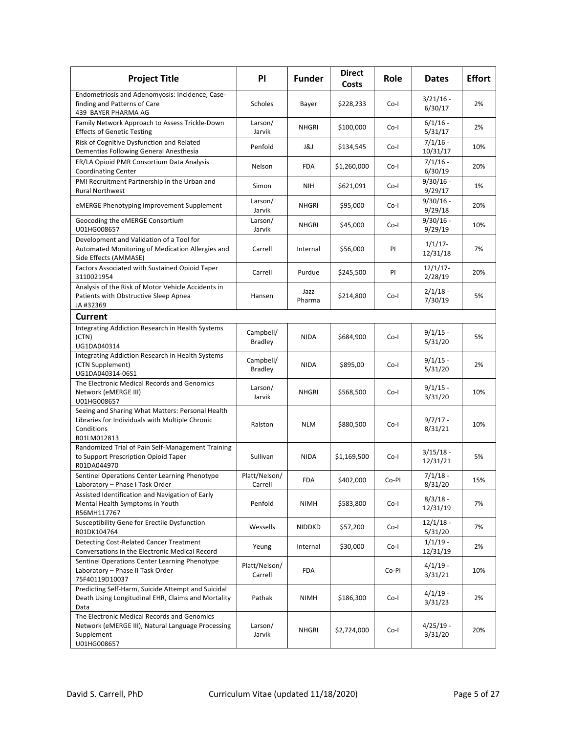| Project Title | PI | Funder | Direct Costs | Role | Dates | Effort |
|---|---|---|---|---|---|---|
| Endometriosis and Adenomyosis: Incidence, Case-finding and Patterns of Care<br>439 BAYER PHARMA AG | Scholes | Bayer | $228,233 | Co-I | 3/21/16 - 6/30/17 | 2% |
| Family Network Approach to Assess Trickle-Down Effects of Genetic Testing | Larson/ Jarvik | NHGRI | $100,000 | Co-I | 6/1/16 - 5/31/17 | 2% |
| Risk of Cognitive Dysfunction and Related Dementias Following General Anesthesia | Penfold | J&J | $134,545 | Co-I | 7/1/16 - 10/31/17 | 10% |
| ER/LA Opioid PMR Consortium Data Analysis Coordinating Center | Nelson | FDA | $1,260,000 | Co-I | 7/1/16 - 6/30/19 | 20% |
| PMI Recruitment Partnership in the Urban and Rural Northwest | Simon | NIH | $621,091 | Co-I | 9/30/16 - 9/29/17 | 1% |
| eMERGE Phenotyping Improvement Supplement | Larson/ Jarvik | NHGRI | $95,000 | Co-I | 9/30/16 - 9/29/18 | 20% |
| Geocoding the eMERGE Consortium<br>U01HG008657 | Larson/ Jarvik | NHGRI | $45,000 | Co-I | 9/30/16 - 9/29/19 | 10% |
| Development and Validation of a Tool for Automated Monitoring of Medication Allergies and Side Effects (AMMASE) | Carrell | Internal | $56,000 | PI | 1/1/17- 12/31/18 | 7% |
| Factors Associated with Sustained Opioid Taper<br>3110021954 | Carrell | Purdue | $245,500 | PI | 12/1/17- 2/28/19 | 20% |
| Analysis of the Risk of Motor Vehicle Accidents in Patients with Obstructive Sleep Apnea<br>JA #32369 | Hansen | Jazz Pharma | $214,800 | Co-I | 2/1/18 - 7/30/19 | 5% |
| **Current** | | | | | | |
| Integrating Addiction Research in Health Systems (CTN)<br>UG1DA040314 | Campbell/ Bradley | NIDA | $684,900 | Co-I | 9/1/15 - 5/31/20 | 5% |
| Integrating Addiction Research in Health Systems (CTN Supplement)<br>UG1DA040314-06S1 | Campbell/ Bradley | NIDA | $895,00 | Co-I | 9/1/15 - 5/31/20 | 2% |
| The Electronic Medical Records and Genomics Network (eMERGE III)<br>U01HG008657 | Larson/ Jarvik | NHGRI | $568,500 | Co-I | 9/1/15 - 3/31/20 | 10% |
| Seeing and Sharing What Matters: Personal Health Libraries for Individuals with Multiple Chronic Conditions<br>R01LM012813 | Ralston | NLM | $880,500 | Co-I | 9/7/17 - 8/31/21 | 10% |
| Randomized Trial of Pain Self-Management Training to Support Prescription Opioid Taper<br>R01DA044970 | Sullivan | NIDA | $1,169,500 | Co-I | 3/15/18 - 12/31/21 | 5% |
| Sentinel Operations Center Learning Phenotype Laboratory – Phase I Task Order | Platt/Nelson/ Carrell | FDA | $402,000 | Co-PI | 7/1/18 - 8/31/20 | 15% |
| Assisted Identification and Navigation of Early Mental Health Symptoms in Youth<br>R56MH117767 | Penfold | NIMH | $583,800 | Co-I | 8/3/18 - 12/31/19 | 7% |
| Susceptibility Gene for Erectile Dysfunction<br>R01DK104764 | Wessells | NIDDKD | $57,200 | Co-I | 12/1/18 - 5/31/20 | 7% |
| Detecting Cost-Related Cancer Treatment Conversations in the Electronic Medical Record | Yeung | Internal | $30,000 | Co-I | 1/1/19 - 12/31/19 | 2% |
| Sentinel Operations Center Learning Phenotype Laboratory – Phase II Task Order<br>75F40119D10037 | Platt/Nelson/ Carrell | FDA | | Co-PI | 4/1/19 - 3/31/21 | 10% |
| Predicting Self-Harm, Suicide Attempt and Suicidal Death Using Longitudinal EHR, Claims and Mortality Data | Pathak | NIMH | $186,300 | Co-I | 4/1/19 - 3/31/23 | 2% |
| The Electronic Medical Records and Genomics Network (eMERGE III), Natural Language Processing Supplement<br>U01HG008657 | Larson/ Jarvik | NHGRI | $2,724,000 | Co-I | 4/25/19 - 3/31/20 | 20% |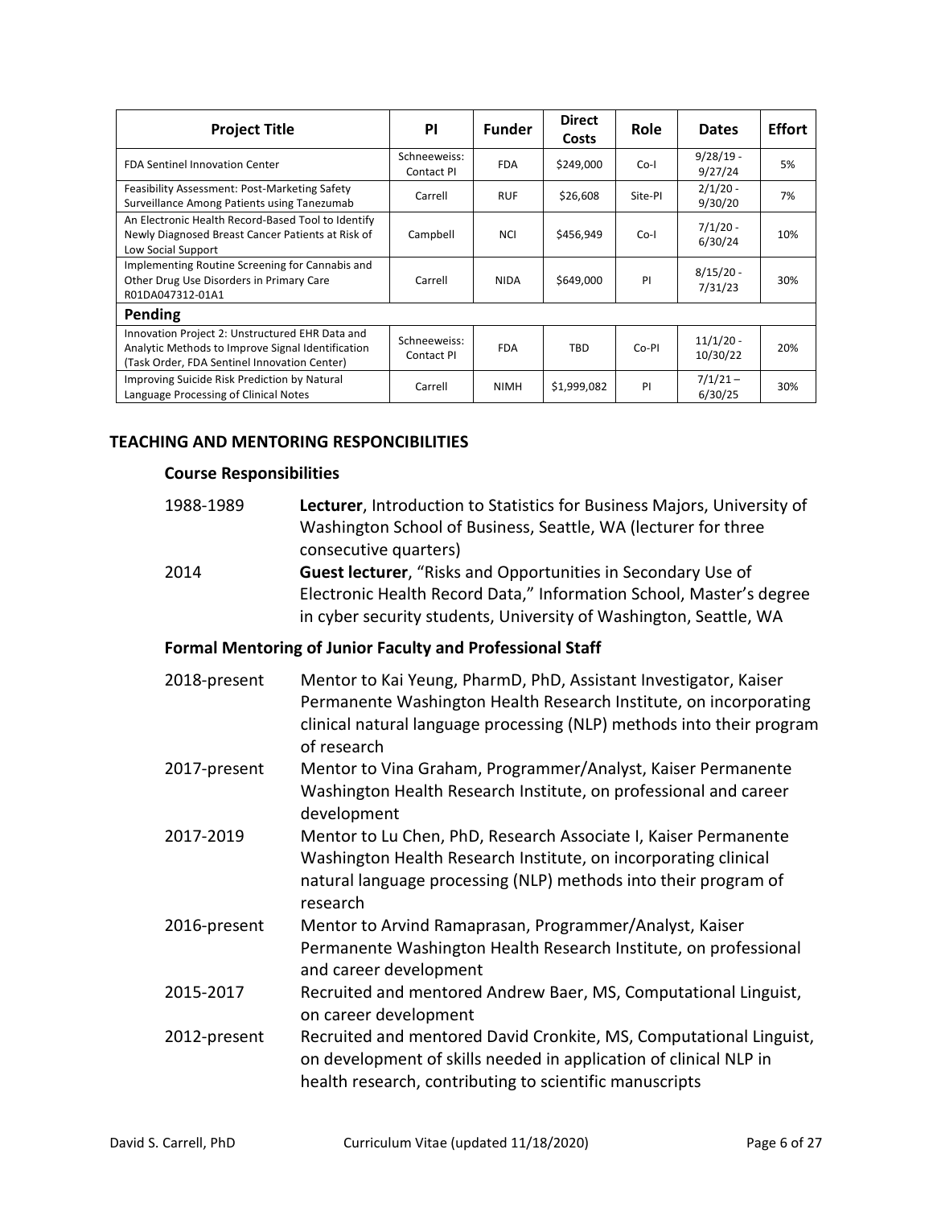| Project Title | PI | Funder | Direct Costs | Role | Dates | Effort |
|---|---|---|---|---|---|---|
| FDA Sentinel Innovation Center | Schneeweiss: Contact PI | FDA | $249,000 | Co-I | 9/28/19 - 9/27/24 | 5% |
| Feasibility Assessment: Post-Marketing Safety Surveillance Among Patients using Tanezumab | Carrell | RUF | $26,608 | Site-PI | 2/1/20 - 9/30/20 | 7% |
| An Electronic Health Record-Based Tool to Identify Newly Diagnosed Breast Cancer Patients at Risk of Low Social Support | Campbell | NCI | $456,949 | Co-I | 7/1/20 - 6/30/24 | 10% |
| Implementing Routine Screening for Cannabis and Other Drug Use Disorders in Primary Care R01DA047312-01A1 | Carrell | NIDA | $649,000 | PI | 8/15/20 - 7/31/23 | 30% |
| **Pending** | | | | | | |
| Innovation Project 2: Unstructured EHR Data and Analytic Methods to Improve Signal Identification (Task Order, FDA Sentinel Innovation Center) | Schneeweiss: Contact PI | FDA | TBD | Co-PI | 11/1/20 - 10/30/22 | 20% |
| Improving Suicide Risk Prediction by Natural Language Processing of Clinical Notes | Carrell | NIMH | $1,999,082 | PI | 7/1/21 – 6/30/25 | 30% |

## TEACHING AND MENTORING RESPONCIBILITIES

### Course Responsibilities

1988-1989 **Lecturer**, Introduction to Statistics for Business Majors, University of Washington School of Business, Seattle, WA (lecturer for three consecutive quarters)

2014 **Guest lecturer**, "Risks and Opportunities in Secondary Use of Electronic Health Record Data," Information School, Master's degree in cyber security students, University of Washington, Seattle, WA

### Formal Mentoring of Junior Faculty and Professional Staff

2018-present Mentor to Kai Yeung, PharmD, PhD, Assistant Investigator, Kaiser Permanente Washington Health Research Institute, on incorporating clinical natural language processing (NLP) methods into their program of research

2017-present Mentor to Vina Graham, Programmer/Analyst, Kaiser Permanente Washington Health Research Institute, on professional and career development

2017-2019 Mentor to Lu Chen, PhD, Research Associate I, Kaiser Permanente Washington Health Research Institute, on incorporating clinical natural language processing (NLP) methods into their program of research

2016-present Mentor to Arvind Ramaprasan, Programmer/Analyst, Kaiser Permanente Washington Health Research Institute, on professional and career development

2015-2017 Recruited and mentored Andrew Baer, MS, Computational Linguist, on career development

2012-present Recruited and mentored David Cronkite, MS, Computational Linguist, on development of skills needed in application of clinical NLP in health research, contributing to scientific manuscripts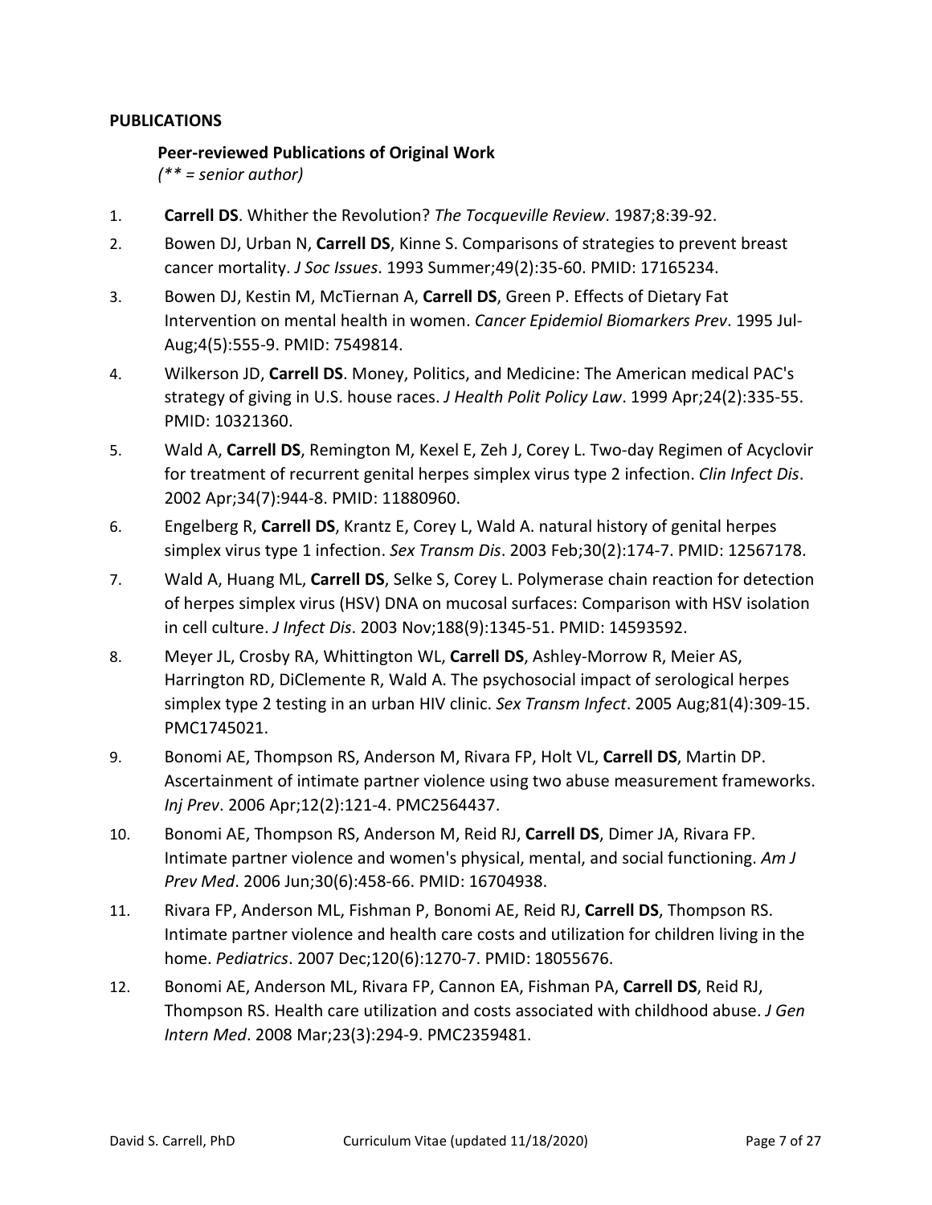## PUBLICATIONS

### Peer-reviewed Publications of Original Work

*(** = senior author)*

1. **Carrell DS**. Whither the Revolution? *The Tocqueville Review*. 1987;8:39-92.
2. Bowen DJ, Urban N, **Carrell DS**, Kinne S. Comparisons of strategies to prevent breast cancer mortality. *J Soc Issues*. 1993 Summer;49(2):35-60. PMID: 17165234.
3. Bowen DJ, Kestin M, McTiernan A, **Carrell DS**, Green P. Effects of Dietary Fat Intervention on mental health in women. *Cancer Epidemiol Biomarkers Prev*. 1995 Jul-Aug;4(5):555-9. PMID: 7549814.
4. Wilkerson JD, **Carrell DS**. Money, Politics, and Medicine: The American medical PAC's strategy of giving in U.S. house races. *J Health Polit Policy Law*. 1999 Apr;24(2):335-55. PMID: 10321360.
5. Wald A, **Carrell DS**, Remington M, Kexel E, Zeh J, Corey L. Two-day Regimen of Acyclovir for treatment of recurrent genital herpes simplex virus type 2 infection. *Clin Infect Dis*. 2002 Apr;34(7):944-8. PMID: 11880960.
6. Engelberg R, **Carrell DS**, Krantz E, Corey L, Wald A. natural history of genital herpes simplex virus type 1 infection. *Sex Transm Dis*. 2003 Feb;30(2):174-7. PMID: 12567178.
7. Wald A, Huang ML, **Carrell DS**, Selke S, Corey L. Polymerase chain reaction for detection of herpes simplex virus (HSV) DNA on mucosal surfaces: Comparison with HSV isolation in cell culture. *J Infect Dis*. 2003 Nov;188(9):1345-51. PMID: 14593592.
8. Meyer JL, Crosby RA, Whittington WL, **Carrell DS**, Ashley-Morrow R, Meier AS, Harrington RD, DiClemente R, Wald A. The psychosocial impact of serological herpes simplex type 2 testing in an urban HIV clinic. *Sex Transm Infect*. 2005 Aug;81(4):309-15. PMC1745021.
9. Bonomi AE, Thompson RS, Anderson M, Rivara FP, Holt VL, **Carrell DS**, Martin DP. Ascertainment of intimate partner violence using two abuse measurement frameworks. *Inj Prev*. 2006 Apr;12(2):121-4. PMC2564437.
10. Bonomi AE, Thompson RS, Anderson M, Reid RJ, **Carrell DS**, Dimer JA, Rivara FP. Intimate partner violence and women's physical, mental, and social functioning. *Am J Prev Med*. 2006 Jun;30(6):458-66. PMID: 16704938.
11. Rivara FP, Anderson ML, Fishman P, Bonomi AE, Reid RJ, **Carrell DS**, Thompson RS. Intimate partner violence and health care costs and utilization for children living in the home. *Pediatrics*. 2007 Dec;120(6):1270-7. PMID: 18055676.
12. Bonomi AE, Anderson ML, Rivara FP, Cannon EA, Fishman PA, **Carrell DS**, Reid RJ, Thompson RS. Health care utilization and costs associated with childhood abuse. *J Gen Intern Med*. 2008 Mar;23(3):294-9. PMC2359481.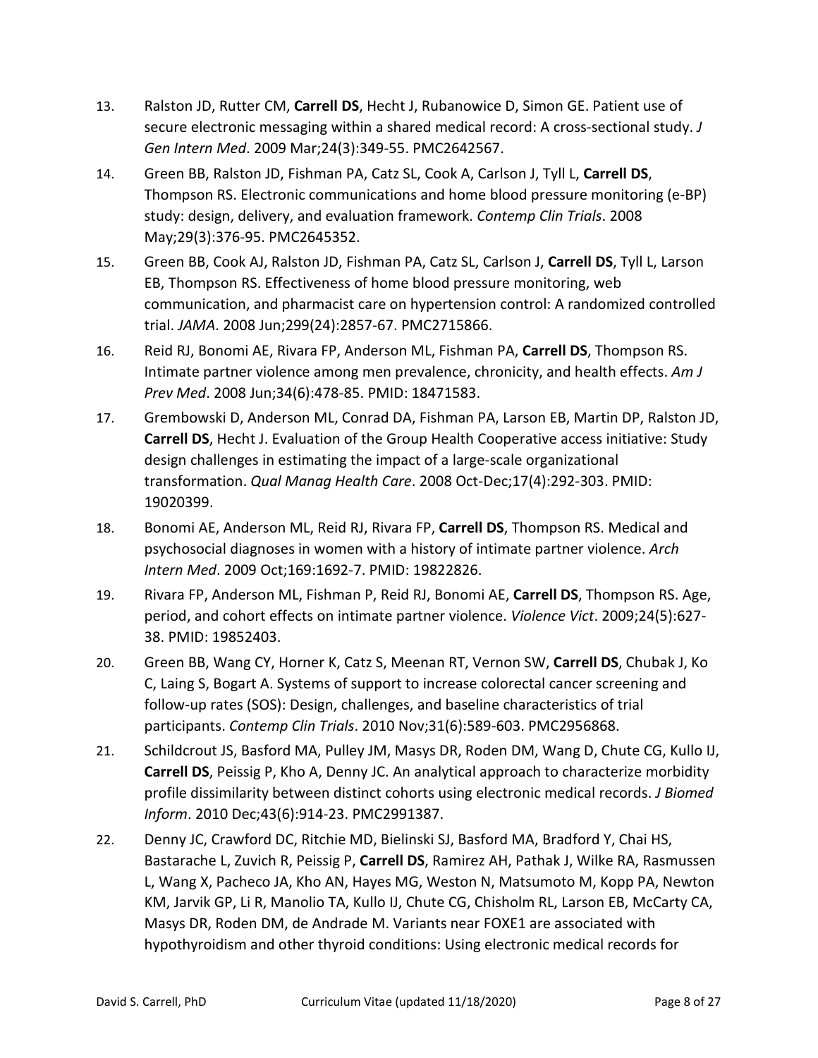13. Ralston JD, Rutter CM, **Carrell DS**, Hecht J, Rubanowice D, Simon GE. Patient use of secure electronic messaging within a shared medical record: A cross-sectional study. *J Gen Intern Med*. 2009 Mar;24(3):349-55. PMC2642567.

14. Green BB, Ralston JD, Fishman PA, Catz SL, Cook A, Carlson J, Tyll L, **Carrell DS**, Thompson RS. Electronic communications and home blood pressure monitoring (e-BP) study: design, delivery, and evaluation framework. *Contemp Clin Trials*. 2008 May;29(3):376-95. PMC2645352.

15. Green BB, Cook AJ, Ralston JD, Fishman PA, Catz SL, Carlson J, **Carrell DS**, Tyll L, Larson EB, Thompson RS. Effectiveness of home blood pressure monitoring, web communication, and pharmacist care on hypertension control: A randomized controlled trial. *JAMA*. 2008 Jun;299(24):2857-67. PMC2715866.

16. Reid RJ, Bonomi AE, Rivara FP, Anderson ML, Fishman PA, **Carrell DS**, Thompson RS. Intimate partner violence among men prevalence, chronicity, and health effects. *Am J Prev Med*. 2008 Jun;34(6):478-85. PMID: 18471583.

17. Grembowski D, Anderson ML, Conrad DA, Fishman PA, Larson EB, Martin DP, Ralston JD, **Carrell DS**, Hecht J. Evaluation of the Group Health Cooperative access initiative: Study design challenges in estimating the impact of a large-scale organizational transformation. *Qual Manag Health Care*. 2008 Oct-Dec;17(4):292-303. PMID: 19020399.

18. Bonomi AE, Anderson ML, Reid RJ, Rivara FP, **Carrell DS**, Thompson RS. Medical and psychosocial diagnoses in women with a history of intimate partner violence. *Arch Intern Med*. 2009 Oct;169:1692-7. PMID: 19822826.

19. Rivara FP, Anderson ML, Fishman P, Reid RJ, Bonomi AE, **Carrell DS**, Thompson RS. Age, period, and cohort effects on intimate partner violence. *Violence Vict*. 2009;24(5):627-38. PMID: 19852403.

20. Green BB, Wang CY, Horner K, Catz S, Meenan RT, Vernon SW, **Carrell DS**, Chubak J, Ko C, Laing S, Bogart A. Systems of support to increase colorectal cancer screening and follow-up rates (SOS): Design, challenges, and baseline characteristics of trial participants. *Contemp Clin Trials*. 2010 Nov;31(6):589-603. PMC2956868.

21. Schildcrout JS, Basford MA, Pulley JM, Masys DR, Roden DM, Wang D, Chute CG, Kullo IJ, **Carrell DS**, Peissig P, Kho A, Denny JC. An analytical approach to characterize morbidity profile dissimilarity between distinct cohorts using electronic medical records. *J Biomed Inform*. 2010 Dec;43(6):914-23. PMC2991387.

22. Denny JC, Crawford DC, Ritchie MD, Bielinski SJ, Basford MA, Bradford Y, Chai HS, Bastarache L, Zuvich R, Peissig P, **Carrell DS**, Ramirez AH, Pathak J, Wilke RA, Rasmussen L, Wang X, Pacheco JA, Kho AN, Hayes MG, Weston N, Matsumoto M, Kopp PA, Newton KM, Jarvik GP, Li R, Manolio TA, Kullo IJ, Chute CG, Chisholm RL, Larson EB, McCarty CA, Masys DR, Roden DM, de Andrade M. Variants near FOXE1 are associated with hypothyroidism and other thyroid conditions: Using electronic medical records for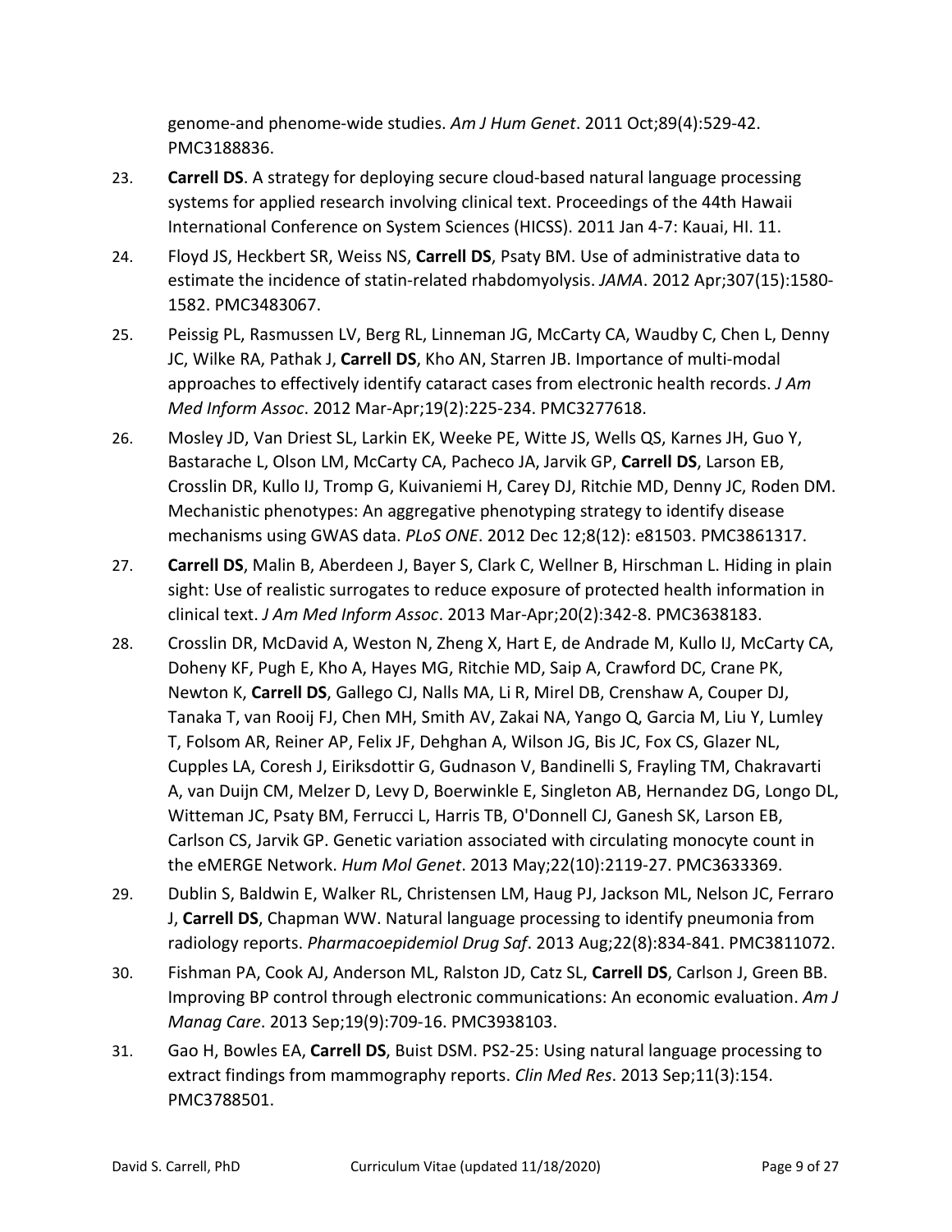genome-and phenome-wide studies. *Am J Hum Genet*. 2011 Oct;89(4):529-42. PMC3188836.

23. **Carrell DS**. A strategy for deploying secure cloud-based natural language processing systems for applied research involving clinical text. Proceedings of the 44th Hawaii International Conference on System Sciences (HICSS). 2011 Jan 4-7: Kauai, HI. 11.

24. Floyd JS, Heckbert SR, Weiss NS, **Carrell DS**, Psaty BM. Use of administrative data to estimate the incidence of statin-related rhabdomyolysis. *JAMA*. 2012 Apr;307(15):1580-1582. PMC3483067.

25. Peissig PL, Rasmussen LV, Berg RL, Linneman JG, McCarty CA, Waudby C, Chen L, Denny JC, Wilke RA, Pathak J, **Carrell DS**, Kho AN, Starren JB. Importance of multi-modal approaches to effectively identify cataract cases from electronic health records. *J Am Med Inform Assoc*. 2012 Mar-Apr;19(2):225-234. PMC3277618.

26. Mosley JD, Van Driest SL, Larkin EK, Weeke PE, Witte JS, Wells QS, Karnes JH, Guo Y, Bastarache L, Olson LM, McCarty CA, Pacheco JA, Jarvik GP, **Carrell DS**, Larson EB, Crosslin DR, Kullo IJ, Tromp G, Kuivaniemi H, Carey DJ, Ritchie MD, Denny JC, Roden DM. Mechanistic phenotypes: An aggregative phenotyping strategy to identify disease mechanisms using GWAS data. *PLoS ONE*. 2012 Dec 12;8(12): e81503. PMC3861317.

27. **Carrell DS**, Malin B, Aberdeen J, Bayer S, Clark C, Wellner B, Hirschman L. Hiding in plain sight: Use of realistic surrogates to reduce exposure of protected health information in clinical text. *J Am Med Inform Assoc*. 2013 Mar-Apr;20(2):342-8. PMC3638183.

28. Crosslin DR, McDavid A, Weston N, Zheng X, Hart E, de Andrade M, Kullo IJ, McCarty CA, Doheny KF, Pugh E, Kho A, Hayes MG, Ritchie MD, Saip A, Crawford DC, Crane PK, Newton K, **Carrell DS**, Gallego CJ, Nalls MA, Li R, Mirel DB, Crenshaw A, Couper DJ, Tanaka T, van Rooij FJ, Chen MH, Smith AV, Zakai NA, Yango Q, Garcia M, Liu Y, Lumley T, Folsom AR, Reiner AP, Felix JF, Dehghan A, Wilson JG, Bis JC, Fox CS, Glazer NL, Cupples LA, Coresh J, Eiriksdottir G, Gudnason V, Bandinelli S, Frayling TM, Chakravarti A, van Duijn CM, Melzer D, Levy D, Boerwinkle E, Singleton AB, Hernandez DG, Longo DL, Witteman JC, Psaty BM, Ferrucci L, Harris TB, O'Donnell CJ, Ganesh SK, Larson EB, Carlson CS, Jarvik GP. Genetic variation associated with circulating monocyte count in the eMERGE Network. *Hum Mol Genet*. 2013 May;22(10):2119-27. PMC3633369.

29. Dublin S, Baldwin E, Walker RL, Christensen LM, Haug PJ, Jackson ML, Nelson JC, Ferraro J, **Carrell DS**, Chapman WW. Natural language processing to identify pneumonia from radiology reports. *Pharmacoepidemiol Drug Saf*. 2013 Aug;22(8):834-841. PMC3811072.

30. Fishman PA, Cook AJ, Anderson ML, Ralston JD, Catz SL, **Carrell DS**, Carlson J, Green BB. Improving BP control through electronic communications: An economic evaluation. *Am J Manag Care*. 2013 Sep;19(9):709-16. PMC3938103.

31. Gao H, Bowles EA, **Carrell DS**, Buist DSM. PS2-25: Using natural language processing to extract findings from mammography reports. *Clin Med Res*. 2013 Sep;11(3):154. PMC3788501.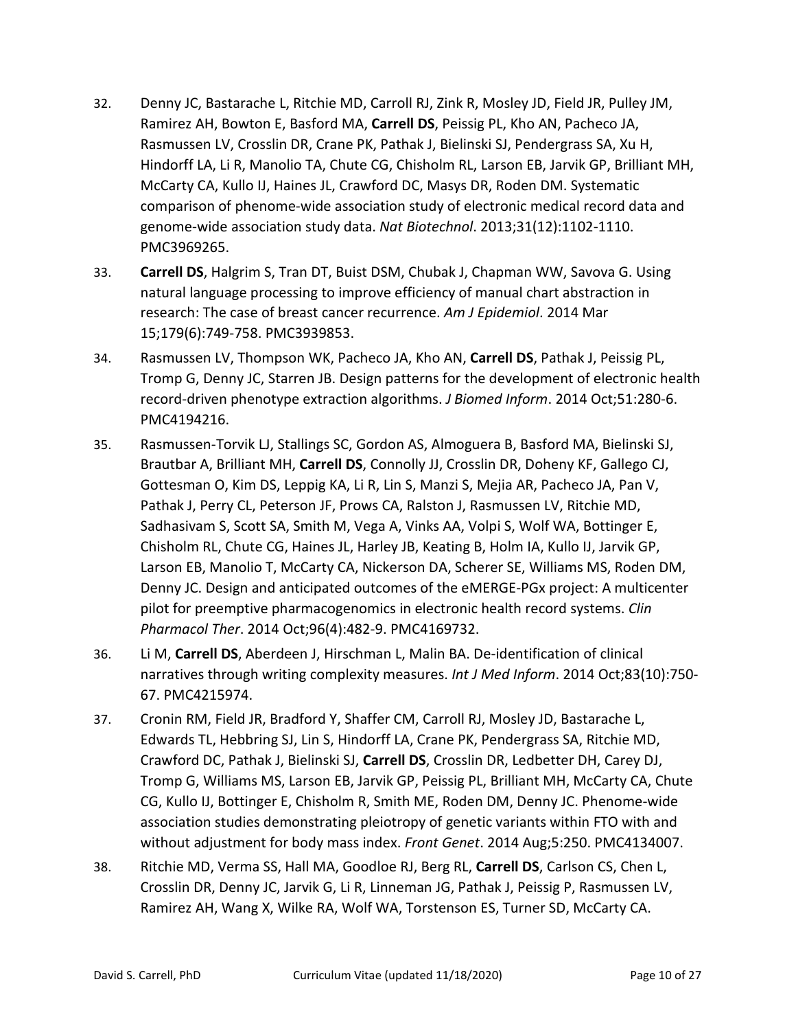32. Denny JC, Bastarache L, Ritchie MD, Carroll RJ, Zink R, Mosley JD, Field JR, Pulley JM, Ramirez AH, Bowton E, Basford MA, **Carrell DS**, Peissig PL, Kho AN, Pacheco JA, Rasmussen LV, Crosslin DR, Crane PK, Pathak J, Bielinski SJ, Pendergrass SA, Xu H, Hindorff LA, Li R, Manolio TA, Chute CG, Chisholm RL, Larson EB, Jarvik GP, Brilliant MH, McCarty CA, Kullo IJ, Haines JL, Crawford DC, Masys DR, Roden DM. Systematic comparison of phenome-wide association study of electronic medical record data and genome-wide association study data. *Nat Biotechnol*. 2013;31(12):1102-1110. PMC3969265.
33. **Carrell DS**, Halgrim S, Tran DT, Buist DSM, Chubak J, Chapman WW, Savova G. Using natural language processing to improve efficiency of manual chart abstraction in research: The case of breast cancer recurrence. *Am J Epidemiol*. 2014 Mar 15;179(6):749-758. PMC3939853.
34. Rasmussen LV, Thompson WK, Pacheco JA, Kho AN, **Carrell DS**, Pathak J, Peissig PL, Tromp G, Denny JC, Starren JB. Design patterns for the development of electronic health record-driven phenotype extraction algorithms. *J Biomed Inform*. 2014 Oct;51:280-6. PMC4194216.
35. Rasmussen-Torvik LJ, Stallings SC, Gordon AS, Almoguera B, Basford MA, Bielinski SJ, Brautbar A, Brilliant MH, **Carrell DS**, Connolly JJ, Crosslin DR, Doheny KF, Gallego CJ, Gottesman O, Kim DS, Leppig KA, Li R, Lin S, Manzi S, Mejia AR, Pacheco JA, Pan V, Pathak J, Perry CL, Peterson JF, Prows CA, Ralston J, Rasmussen LV, Ritchie MD, Sadhasivam S, Scott SA, Smith M, Vega A, Vinks AA, Volpi S, Wolf WA, Bottinger E, Chisholm RL, Chute CG, Haines JL, Harley JB, Keating B, Holm IA, Kullo IJ, Jarvik GP, Larson EB, Manolio T, McCarty CA, Nickerson DA, Scherer SE, Williams MS, Roden DM, Denny JC. Design and anticipated outcomes of the eMERGE-PGx project: A multicenter pilot for preemptive pharmacogenomics in electronic health record systems. *Clin Pharmacol Ther*. 2014 Oct;96(4):482-9. PMC4169732.
36. Li M, **Carrell DS**, Aberdeen J, Hirschman L, Malin BA. De-identification of clinical narratives through writing complexity measures. *Int J Med Inform*. 2014 Oct;83(10):750-67. PMC4215974.
37. Cronin RM, Field JR, Bradford Y, Shaffer CM, Carroll RJ, Mosley JD, Bastarache L, Edwards TL, Hebbring SJ, Lin S, Hindorff LA, Crane PK, Pendergrass SA, Ritchie MD, Crawford DC, Pathak J, Bielinski SJ, **Carrell DS**, Crosslin DR, Ledbetter DH, Carey DJ, Tromp G, Williams MS, Larson EB, Jarvik GP, Peissig PL, Brilliant MH, McCarty CA, Chute CG, Kullo IJ, Bottinger E, Chisholm R, Smith ME, Roden DM, Denny JC. Phenome-wide association studies demonstrating pleiotropy of genetic variants within FTO with and without adjustment for body mass index. *Front Genet*. 2014 Aug;5:250. PMC4134007.
38. Ritchie MD, Verma SS, Hall MA, Goodloe RJ, Berg RL, **Carrell DS**, Carlson CS, Chen L, Crosslin DR, Denny JC, Jarvik G, Li R, Linneman JG, Pathak J, Peissig P, Rasmussen LV, Ramirez AH, Wang X, Wilke RA, Wolf WA, Torstenson ES, Turner SD, McCarty CA.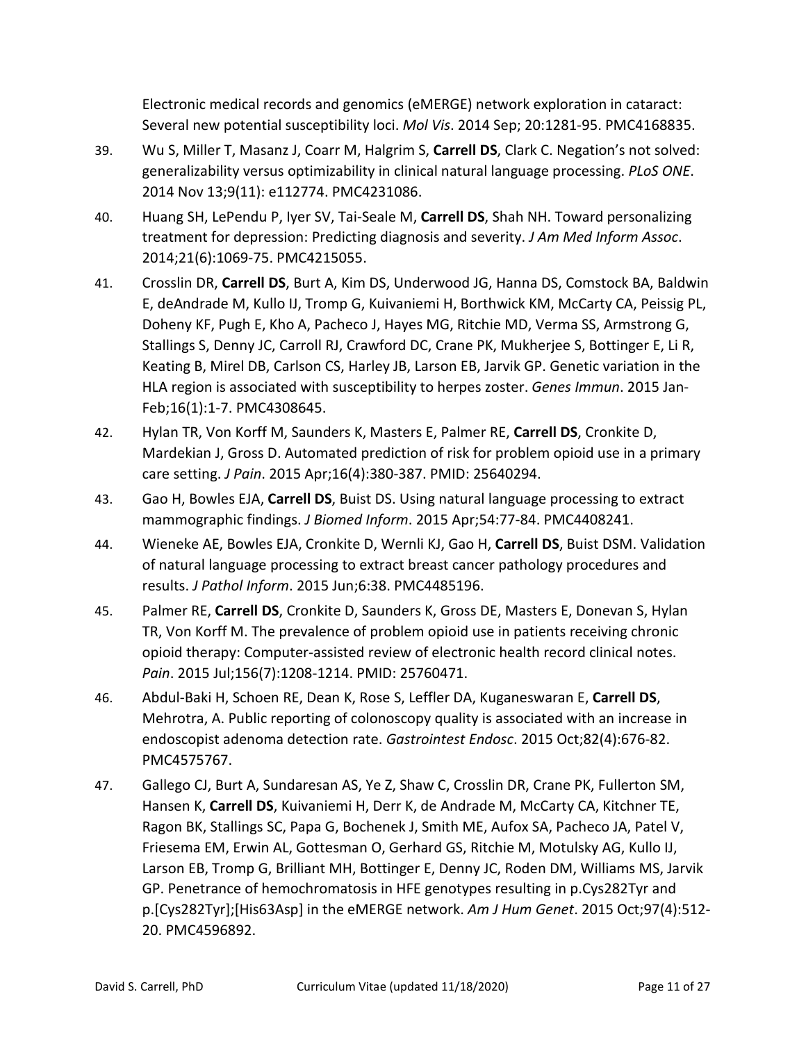Electronic medical records and genomics (eMERGE) network exploration in cataract: Several new potential susceptibility loci. *Mol Vis*. 2014 Sep; 20:1281-95. PMC4168835.

39. Wu S, Miller T, Masanz J, Coarr M, Halgrim S, **Carrell DS**, Clark C. Negation's not solved: generalizability versus optimizability in clinical natural language processing. *PLoS ONE*. 2014 Nov 13;9(11): e112774. PMC4231086.

40. Huang SH, LePendu P, Iyer SV, Tai-Seale M, **Carrell DS**, Shah NH. Toward personalizing treatment for depression: Predicting diagnosis and severity. *J Am Med Inform Assoc*. 2014;21(6):1069-75. PMC4215055.

41. Crosslin DR, **Carrell DS**, Burt A, Kim DS, Underwood JG, Hanna DS, Comstock BA, Baldwin E, deAndrade M, Kullo IJ, Tromp G, Kuivaniemi H, Borthwick KM, McCarty CA, Peissig PL, Doheny KF, Pugh E, Kho A, Pacheco J, Hayes MG, Ritchie MD, Verma SS, Armstrong G, Stallings S, Denny JC, Carroll RJ, Crawford DC, Crane PK, Mukherjee S, Bottinger E, Li R, Keating B, Mirel DB, Carlson CS, Harley JB, Larson EB, Jarvik GP. Genetic variation in the HLA region is associated with susceptibility to herpes zoster. *Genes Immun*. 2015 Jan-Feb;16(1):1-7. PMC4308645.

42. Hylan TR, Von Korff M, Saunders K, Masters E, Palmer RE, **Carrell DS**, Cronkite D, Mardekian J, Gross D. Automated prediction of risk for problem opioid use in a primary care setting. *J Pain*. 2015 Apr;16(4):380-387. PMID: 25640294.

43. Gao H, Bowles EJA, **Carrell DS**, Buist DS. Using natural language processing to extract mammographic findings. *J Biomed Inform*. 2015 Apr;54:77-84. PMC4408241.

44. Wieneke AE, Bowles EJA, Cronkite D, Wernli KJ, Gao H, **Carrell DS**, Buist DSM. Validation of natural language processing to extract breast cancer pathology procedures and results. *J Pathol Inform*. 2015 Jun;6:38. PMC4485196.

45. Palmer RE, **Carrell DS**, Cronkite D, Saunders K, Gross DE, Masters E, Donevan S, Hylan TR, Von Korff M. The prevalence of problem opioid use in patients receiving chronic opioid therapy: Computer-assisted review of electronic health record clinical notes. *Pain*. 2015 Jul;156(7):1208-1214. PMID: 25760471.

46. Abdul-Baki H, Schoen RE, Dean K, Rose S, Leffler DA, Kuganeswaran E, **Carrell DS**, Mehrotra, A. Public reporting of colonoscopy quality is associated with an increase in endoscopist adenoma detection rate. *Gastrointest Endosc*. 2015 Oct;82(4):676-82. PMC4575767.

47. Gallego CJ, Burt A, Sundaresan AS, Ye Z, Shaw C, Crosslin DR, Crane PK, Fullerton SM, Hansen K, **Carrell DS**, Kuivaniemi H, Derr K, de Andrade M, McCarty CA, Kitchner TE, Ragon BK, Stallings SC, Papa G, Bochenek J, Smith ME, Aufox SA, Pacheco JA, Patel V, Friesema EM, Erwin AL, Gottesman O, Gerhard GS, Ritchie M, Motulsky AG, Kullo IJ, Larson EB, Tromp G, Brilliant MH, Bottinger E, Denny JC, Roden DM, Williams MS, Jarvik GP. Penetrance of hemochromatosis in HFE genotypes resulting in p.Cys282Tyr and p.[Cys282Tyr];[His63Asp] in the eMERGE network. *Am J Hum Genet*. 2015 Oct;97(4):512-20. PMC4596892.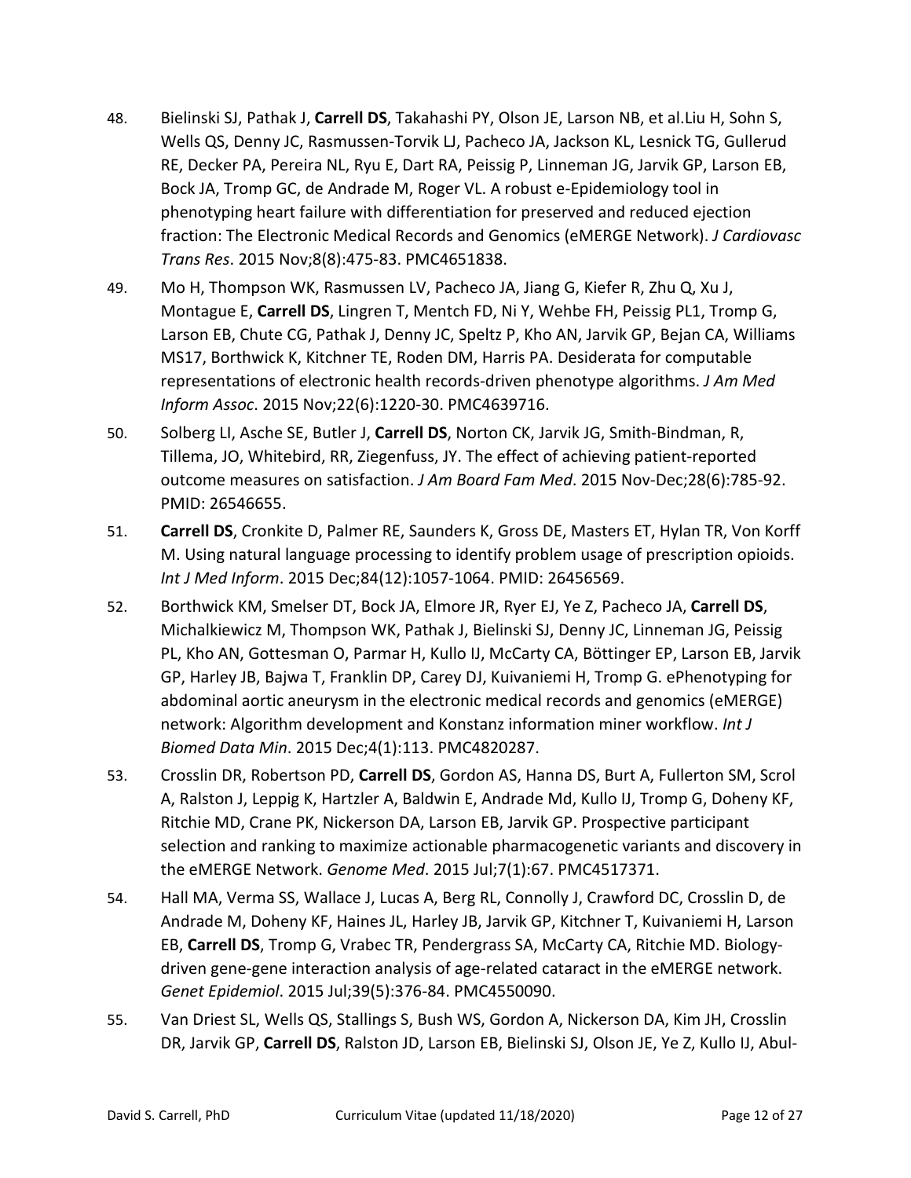48. Bielinski SJ, Pathak J, **Carrell DS**, Takahashi PY, Olson JE, Larson NB, et al.Liu H, Sohn S, Wells QS, Denny JC, Rasmussen-Torvik LJ, Pacheco JA, Jackson KL, Lesnick TG, Gullerud RE, Decker PA, Pereira NL, Ryu E, Dart RA, Peissig P, Linneman JG, Jarvik GP, Larson EB, Bock JA, Tromp GC, de Andrade M, Roger VL. A robust e-Epidemiology tool in phenotyping heart failure with differentiation for preserved and reduced ejection fraction: The Electronic Medical Records and Genomics (eMERGE Network). *J Cardiovasc Trans Res*. 2015 Nov;8(8):475-83. PMC4651838.

49. Mo H, Thompson WK, Rasmussen LV, Pacheco JA, Jiang G, Kiefer R, Zhu Q, Xu J, Montague E, **Carrell DS**, Lingren T, Mentch FD, Ni Y, Wehbe FH, Peissig PL1, Tromp G, Larson EB, Chute CG, Pathak J, Denny JC, Speltz P, Kho AN, Jarvik GP, Bejan CA, Williams MS17, Borthwick K, Kitchner TE, Roden DM, Harris PA. Desiderata for computable representations of electronic health records-driven phenotype algorithms. *J Am Med Inform Assoc*. 2015 Nov;22(6):1220-30. PMC4639716.

50. Solberg LI, Asche SE, Butler J, **Carrell DS**, Norton CK, Jarvik JG, Smith-Bindman, R, Tillema, JO, Whitebird, RR, Ziegenfuss, JY. The effect of achieving patient-reported outcome measures on satisfaction. *J Am Board Fam Med*. 2015 Nov-Dec;28(6):785-92. PMID: 26546655.

51. **Carrell DS**, Cronkite D, Palmer RE, Saunders K, Gross DE, Masters ET, Hylan TR, Von Korff M. Using natural language processing to identify problem usage of prescription opioids. *Int J Med Inform*. 2015 Dec;84(12):1057-1064. PMID: 26456569.

52. Borthwick KM, Smelser DT, Bock JA, Elmore JR, Ryer EJ, Ye Z, Pacheco JA, **Carrell DS**, Michalkiewicz M, Thompson WK, Pathak J, Bielinski SJ, Denny JC, Linneman JG, Peissig PL, Kho AN, Gottesman O, Parmar H, Kullo IJ, McCarty CA, Böttinger EP, Larson EB, Jarvik GP, Harley JB, Bajwa T, Franklin DP, Carey DJ, Kuivaniemi H, Tromp G. ePhenotyping for abdominal aortic aneurysm in the electronic medical records and genomics (eMERGE) network: Algorithm development and Konstanz information miner workflow. *Int J Biomed Data Min*. 2015 Dec;4(1):113. PMC4820287.

53. Crosslin DR, Robertson PD, **Carrell DS**, Gordon AS, Hanna DS, Burt A, Fullerton SM, Scrol A, Ralston J, Leppig K, Hartzler A, Baldwin E, Andrade Md, Kullo IJ, Tromp G, Doheny KF, Ritchie MD, Crane PK, Nickerson DA, Larson EB, Jarvik GP. Prospective participant selection and ranking to maximize actionable pharmacogenetic variants and discovery in the eMERGE Network. *Genome Med*. 2015 Jul;7(1):67. PMC4517371.

54. Hall MA, Verma SS, Wallace J, Lucas A, Berg RL, Connolly J, Crawford DC, Crosslin D, de Andrade M, Doheny KF, Haines JL, Harley JB, Jarvik GP, Kitchner T, Kuivaniemi H, Larson EB, **Carrell DS**, Tromp G, Vrabec TR, Pendergrass SA, McCarty CA, Ritchie MD. Biology-driven gene-gene interaction analysis of age-related cataract in the eMERGE network. *Genet Epidemiol*. 2015 Jul;39(5):376-84. PMC4550090.

55. Van Driest SL, Wells QS, Stallings S, Bush WS, Gordon A, Nickerson DA, Kim JH, Crosslin DR, Jarvik GP, **Carrell DS**, Ralston JD, Larson EB, Bielinski SJ, Olson JE, Ye Z, Kullo IJ, Abul-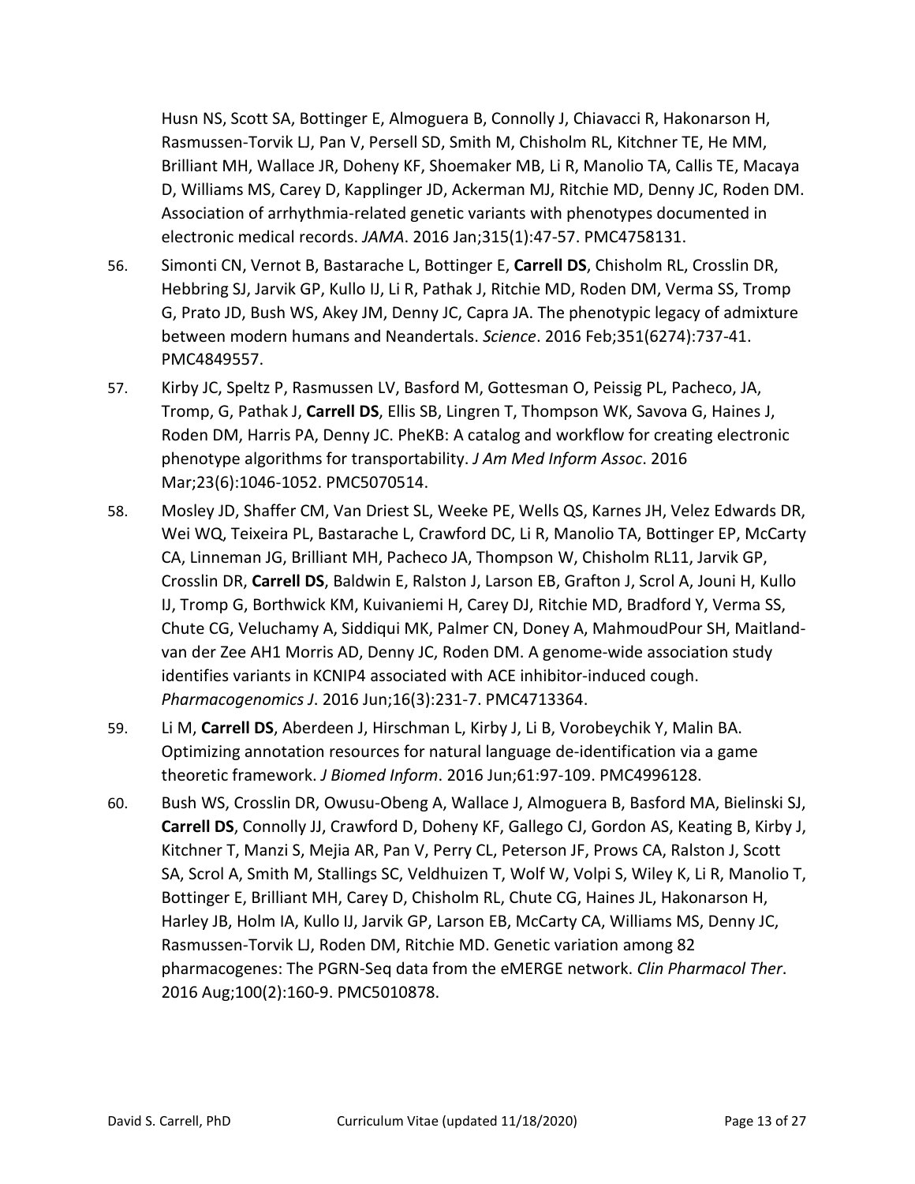Husn NS, Scott SA, Bottinger E, Almoguera B, Connolly J, Chiavacci R, Hakonarson H, Rasmussen-Torvik LJ, Pan V, Persell SD, Smith M, Chisholm RL, Kitchner TE, He MM, Brilliant MH, Wallace JR, Doheny KF, Shoemaker MB, Li R, Manolio TA, Callis TE, Macaya D, Williams MS, Carey D, Kapplinger JD, Ackerman MJ, Ritchie MD, Denny JC, Roden DM. Association of arrhythmia-related genetic variants with phenotypes documented in electronic medical records. *JAMA*. 2016 Jan;315(1):47-57. PMC4758131.

56. Simonti CN, Vernot B, Bastarache L, Bottinger E, **Carrell DS**, Chisholm RL, Crosslin DR, Hebbring SJ, Jarvik GP, Kullo IJ, Li R, Pathak J, Ritchie MD, Roden DM, Verma SS, Tromp G, Prato JD, Bush WS, Akey JM, Denny JC, Capra JA. The phenotypic legacy of admixture between modern humans and Neandertals. *Science*. 2016 Feb;351(6274):737-41. PMC4849557.

57. Kirby JC, Speltz P, Rasmussen LV, Basford M, Gottesman O, Peissig PL, Pacheco, JA, Tromp, G, Pathak J, **Carrell DS**, Ellis SB, Lingren T, Thompson WK, Savova G, Haines J, Roden DM, Harris PA, Denny JC. PheKB: A catalog and workflow for creating electronic phenotype algorithms for transportability. *J Am Med Inform Assoc*. 2016 Mar;23(6):1046-1052. PMC5070514.

58. Mosley JD, Shaffer CM, Van Driest SL, Weeke PE, Wells QS, Karnes JH, Velez Edwards DR, Wei WQ, Teixeira PL, Bastarache L, Crawford DC, Li R, Manolio TA, Bottinger EP, McCarty CA, Linneman JG, Brilliant MH, Pacheco JA, Thompson W, Chisholm RL11, Jarvik GP, Crosslin DR, **Carrell DS**, Baldwin E, Ralston J, Larson EB, Grafton J, Scrol A, Jouni H, Kullo IJ, Tromp G, Borthwick KM, Kuivaniemi H, Carey DJ, Ritchie MD, Bradford Y, Verma SS, Chute CG, Veluchamy A, Siddiqui MK, Palmer CN, Doney A, MahmoudPour SH, Maitland-van der Zee AH1 Morris AD, Denny JC, Roden DM. A genome-wide association study identifies variants in KCNIP4 associated with ACE inhibitor-induced cough. *Pharmacogenomics J*. 2016 Jun;16(3):231-7. PMC4713364.

59. Li M, **Carrell DS**, Aberdeen J, Hirschman L, Kirby J, Li B, Vorobeychik Y, Malin BA. Optimizing annotation resources for natural language de-identification via a game theoretic framework. *J Biomed Inform*. 2016 Jun;61:97-109. PMC4996128.

60. Bush WS, Crosslin DR, Owusu-Obeng A, Wallace J, Almoguera B, Basford MA, Bielinski SJ, **Carrell DS**, Connolly JJ, Crawford D, Doheny KF, Gallego CJ, Gordon AS, Keating B, Kirby J, Kitchner T, Manzi S, Mejia AR, Pan V, Perry CL, Peterson JF, Prows CA, Ralston J, Scott SA, Scrol A, Smith M, Stallings SC, Veldhuizen T, Wolf W, Volpi S, Wiley K, Li R, Manolio T, Bottinger E, Brilliant MH, Carey D, Chisholm RL, Chute CG, Haines JL, Hakonarson H, Harley JB, Holm IA, Kullo IJ, Jarvik GP, Larson EB, McCarty CA, Williams MS, Denny JC, Rasmussen-Torvik LJ, Roden DM, Ritchie MD. Genetic variation among 82 pharmacogenes: The PGRN-Seq data from the eMERGE network. *Clin Pharmacol Ther*. 2016 Aug;100(2):160-9. PMC5010878.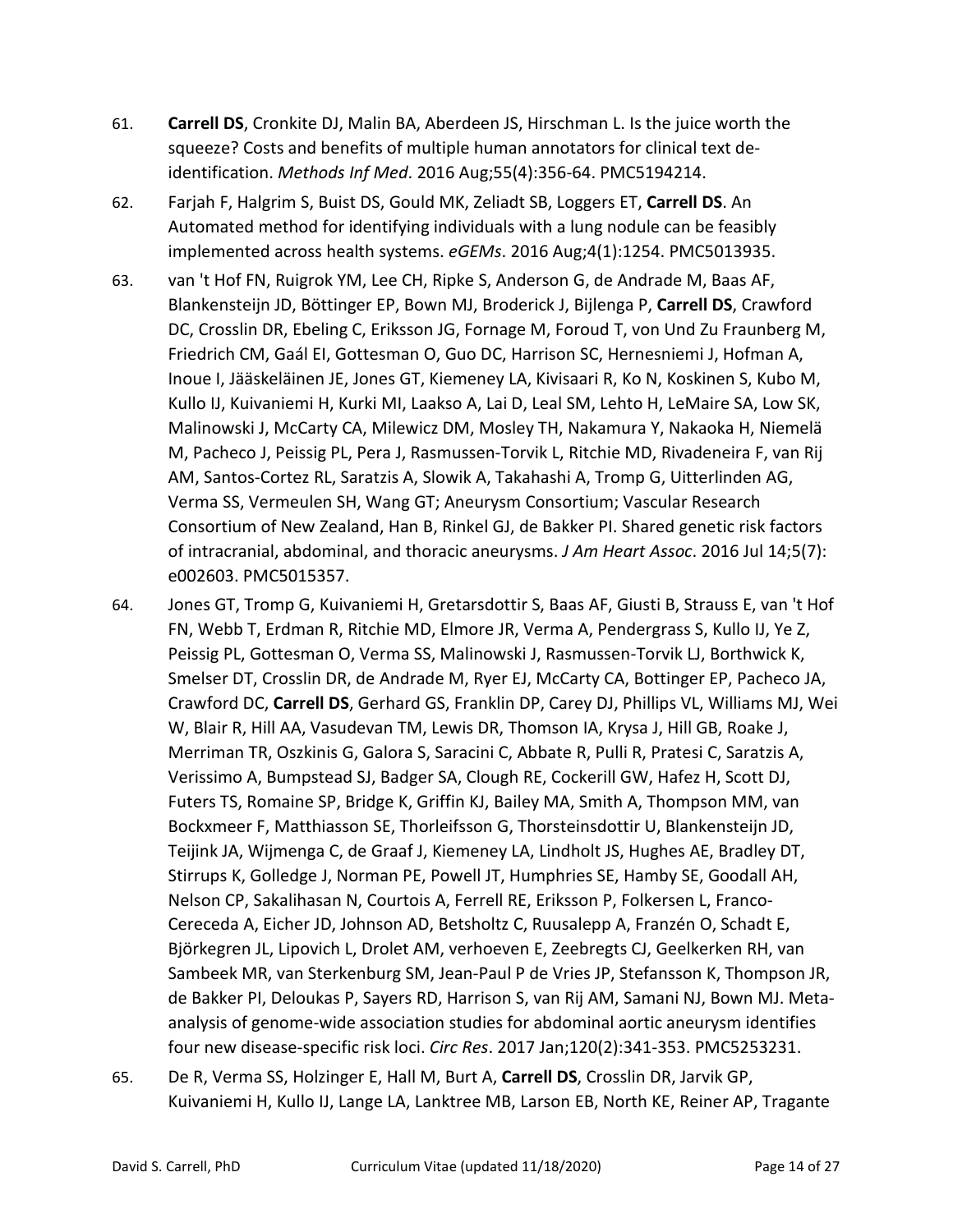61. **Carrell DS**, Cronkite DJ, Malin BA, Aberdeen JS, Hirschman L. Is the juice worth the squeeze? Costs and benefits of multiple human annotators for clinical text de-identification. *Methods Inf Med*. 2016 Aug;55(4):356-64. PMC5194214.

62. Farjah F, Halgrim S, Buist DS, Gould MK, Zeliadt SB, Loggers ET, **Carrell DS**. An Automated method for identifying individuals with a lung nodule can be feasibly implemented across health systems. *eGEMs*. 2016 Aug;4(1):1254. PMC5013935.

63. van 't Hof FN, Ruigrok YM, Lee CH, Ripke S, Anderson G, de Andrade M, Baas AF, Blankensteijn JD, Böttinger EP, Bown MJ, Broderick J, Bijlenga P, **Carrell DS**, Crawford DC, Crosslin DR, Ebeling C, Eriksson JG, Fornage M, Foroud T, von Und Zu Fraunberg M, Friedrich CM, Gaál EI, Gottesman O, Guo DC, Harrison SC, Hernesniemi J, Hofman A, Inoue I, Jääskeläinen JE, Jones GT, Kiemeney LA, Kivisaari R, Ko N, Koskinen S, Kubo M, Kullo IJ, Kuivaniemi H, Kurki MI, Laakso A, Lai D, Leal SM, Lehto H, LeMaire SA, Low SK, Malinowski J, McCarty CA, Milewicz DM, Mosley TH, Nakamura Y, Nakaoka H, Niemelä M, Pacheco J, Peissig PL, Pera J, Rasmussen-Torvik L, Ritchie MD, Rivadeneira F, van Rij AM, Santos-Cortez RL, Saratzis A, Slowik A, Takahashi A, Tromp G, Uitterlinden AG, Verma SS, Vermeulen SH, Wang GT; Aneurysm Consortium; Vascular Research Consortium of New Zealand, Han B, Rinkel GJ, de Bakker PI. Shared genetic risk factors of intracranial, abdominal, and thoracic aneurysms. *J Am Heart Assoc*. 2016 Jul 14;5(7): e002603. PMC5015357.

64. Jones GT, Tromp G, Kuivaniemi H, Gretarsdottir S, Baas AF, Giusti B, Strauss E, van 't Hof FN, Webb T, Erdman R, Ritchie MD, Elmore JR, Verma A, Pendergrass S, Kullo IJ, Ye Z, Peissig PL, Gottesman O, Verma SS, Malinowski J, Rasmussen-Torvik LJ, Borthwick K, Smelser DT, Crosslin DR, de Andrade M, Ryer EJ, McCarty CA, Bottinger EP, Pacheco JA, Crawford DC, **Carrell DS**, Gerhard GS, Franklin DP, Carey DJ, Phillips VL, Williams MJ, Wei W, Blair R, Hill AA, Vasudevan TM, Lewis DR, Thomson IA, Krysa J, Hill GB, Roake J, Merriman TR, Oszkinis G, Galora S, Saracini C, Abbate R, Pulli R, Pratesi C, Saratzis A, Verissimo A, Bumpstead SJ, Badger SA, Clough RE, Cockerill GW, Hafez H, Scott DJ, Futers TS, Romaine SP, Bridge K, Griffin KJ, Bailey MA, Smith A, Thompson MM, van Bockxmeer F, Matthiasson SE, Thorleifsson G, Thorsteinsdottir U, Blankensteijn JD, Teijink JA, Wijmenga C, de Graaf J, Kiemeney LA, Lindholt JS, Hughes AE, Bradley DT, Stirrups K, Golledge J, Norman PE, Powell JT, Humphries SE, Hamby SE, Goodall AH, Nelson CP, Sakalihasan N, Courtois A, Ferrell RE, Eriksson P, Folkersen L, Franco-Cereceda A, Eicher JD, Johnson AD, Betsholtz C, Ruusalepp A, Franzén O, Schadt E, Björkegren JL, Lipovich L, Drolet AM, verhoeven E, Zeebregts CJ, Geelkerken RH, van Sambeek MR, van Sterkenburg SM, Jean-Paul P de Vries JP, Stefansson K, Thompson JR, de Bakker PI, Deloukas P, Sayers RD, Harrison S, van Rij AM, Samani NJ, Bown MJ. Meta-analysis of genome-wide association studies for abdominal aortic aneurysm identifies four new disease-specific risk loci. *Circ Res*. 2017 Jan;120(2):341-353. PMC5253231.

65. De R, Verma SS, Holzinger E, Hall M, Burt A, **Carrell DS**, Crosslin DR, Jarvik GP, Kuivaniemi H, Kullo IJ, Lange LA, Lanktree MB, Larson EB, North KE, Reiner AP, Tragante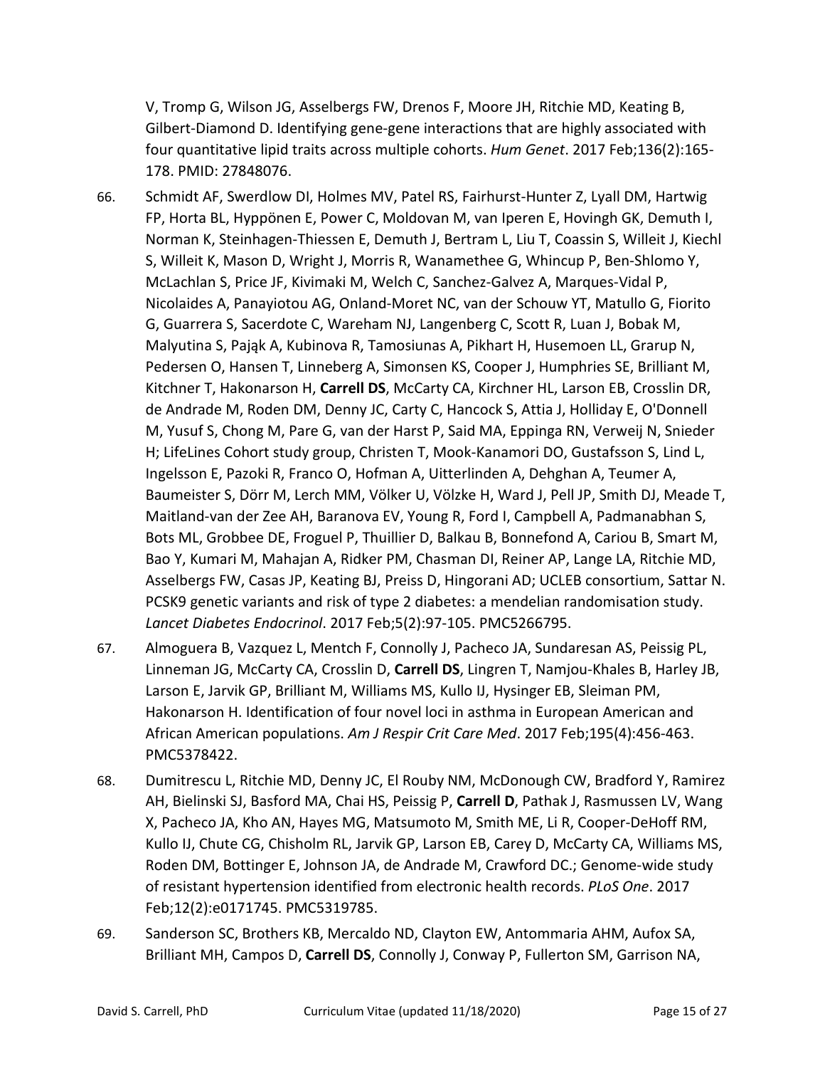V, Tromp G, Wilson JG, Asselbergs FW, Drenos F, Moore JH, Ritchie MD, Keating B, Gilbert-Diamond D. Identifying gene-gene interactions that are highly associated with four quantitative lipid traits across multiple cohorts. *Hum Genet*. 2017 Feb;136(2):165-178. PMID: 27848076.

66. Schmidt AF, Swerdlow DI, Holmes MV, Patel RS, Fairhurst-Hunter Z, Lyall DM, Hartwig FP, Horta BL, Hyppönen E, Power C, Moldovan M, van Iperen E, Hovingh GK, Demuth I, Norman K, Steinhagen-Thiessen E, Demuth J, Bertram L, Liu T, Coassin S, Willeit J, Kiechl S, Willeit K, Mason D, Wright J, Morris R, Wanamethee G, Whincup P, Ben-Shlomo Y, McLachlan S, Price JF, Kivimaki M, Welch C, Sanchez-Galvez A, Marques-Vidal P, Nicolaides A, Panayiotou AG, Onland-Moret NC, van der Schouw YT, Matullo G, Fiorito G, Guarrera S, Sacerdote C, Wareham NJ, Langenberg C, Scott R, Luan J, Bobak M, Malyutina S, Pająk A, Kubinova R, Tamosiunas A, Pikhart H, Husemoen LL, Grarup N, Pedersen O, Hansen T, Linneberg A, Simonsen KS, Cooper J, Humphries SE, Brilliant M, Kitchner T, Hakonarson H, **Carrell DS**, McCarty CA, Kirchner HL, Larson EB, Crosslin DR, de Andrade M, Roden DM, Denny JC, Carty C, Hancock S, Attia J, Holliday E, O'Donnell M, Yusuf S, Chong M, Pare G, van der Harst P, Said MA, Eppinga RN, Verweij N, Snieder H; LifeLines Cohort study group, Christen T, Mook-Kanamori DO, Gustafsson S, Lind L, Ingelsson E, Pazoki R, Franco O, Hofman A, Uitterlinden A, Dehghan A, Teumer A, Baumeister S, Dörr M, Lerch MM, Völker U, Völzke H, Ward J, Pell JP, Smith DJ, Meade T, Maitland-van der Zee AH, Baranova EV, Young R, Ford I, Campbell A, Padmanabhan S, Bots ML, Grobbee DE, Froguel P, Thuillier D, Balkau B, Bonnefond A, Cariou B, Smart M, Bao Y, Kumari M, Mahajan A, Ridker PM, Chasman DI, Reiner AP, Lange LA, Ritchie MD, Asselbergs FW, Casas JP, Keating BJ, Preiss D, Hingorani AD; UCLEB consortium, Sattar N. PCSK9 genetic variants and risk of type 2 diabetes: a mendelian randomisation study. *Lancet Diabetes Endocrinol*. 2017 Feb;5(2):97-105. PMC5266795.

67. Almoguera B, Vazquez L, Mentch F, Connolly J, Pacheco JA, Sundaresan AS, Peissig PL, Linneman JG, McCarty CA, Crosslin D, **Carrell DS**, Lingren T, Namjou-Khales B, Harley JB, Larson E, Jarvik GP, Brilliant M, Williams MS, Kullo IJ, Hysinger EB, Sleiman PM, Hakonarson H. Identification of four novel loci in asthma in European American and African American populations. *Am J Respir Crit Care Med*. 2017 Feb;195(4):456-463. PMC5378422.

68. Dumitrescu L, Ritchie MD, Denny JC, El Rouby NM, McDonough CW, Bradford Y, Ramirez AH, Bielinski SJ, Basford MA, Chai HS, Peissig P, **Carrell D**, Pathak J, Rasmussen LV, Wang X, Pacheco JA, Kho AN, Hayes MG, Matsumoto M, Smith ME, Li R, Cooper-DeHoff RM, Kullo IJ, Chute CG, Chisholm RL, Jarvik GP, Larson EB, Carey D, McCarty CA, Williams MS, Roden DM, Bottinger E, Johnson JA, de Andrade M, Crawford DC.; Genome-wide study of resistant hypertension identified from electronic health records. *PLoS One*. 2017 Feb;12(2):e0171745. PMC5319785.

69. Sanderson SC, Brothers KB, Mercaldo ND, Clayton EW, Antommaria AHM, Aufox SA, Brilliant MH, Campos D, **Carrell DS**, Connolly J, Conway P, Fullerton SM, Garrison NA,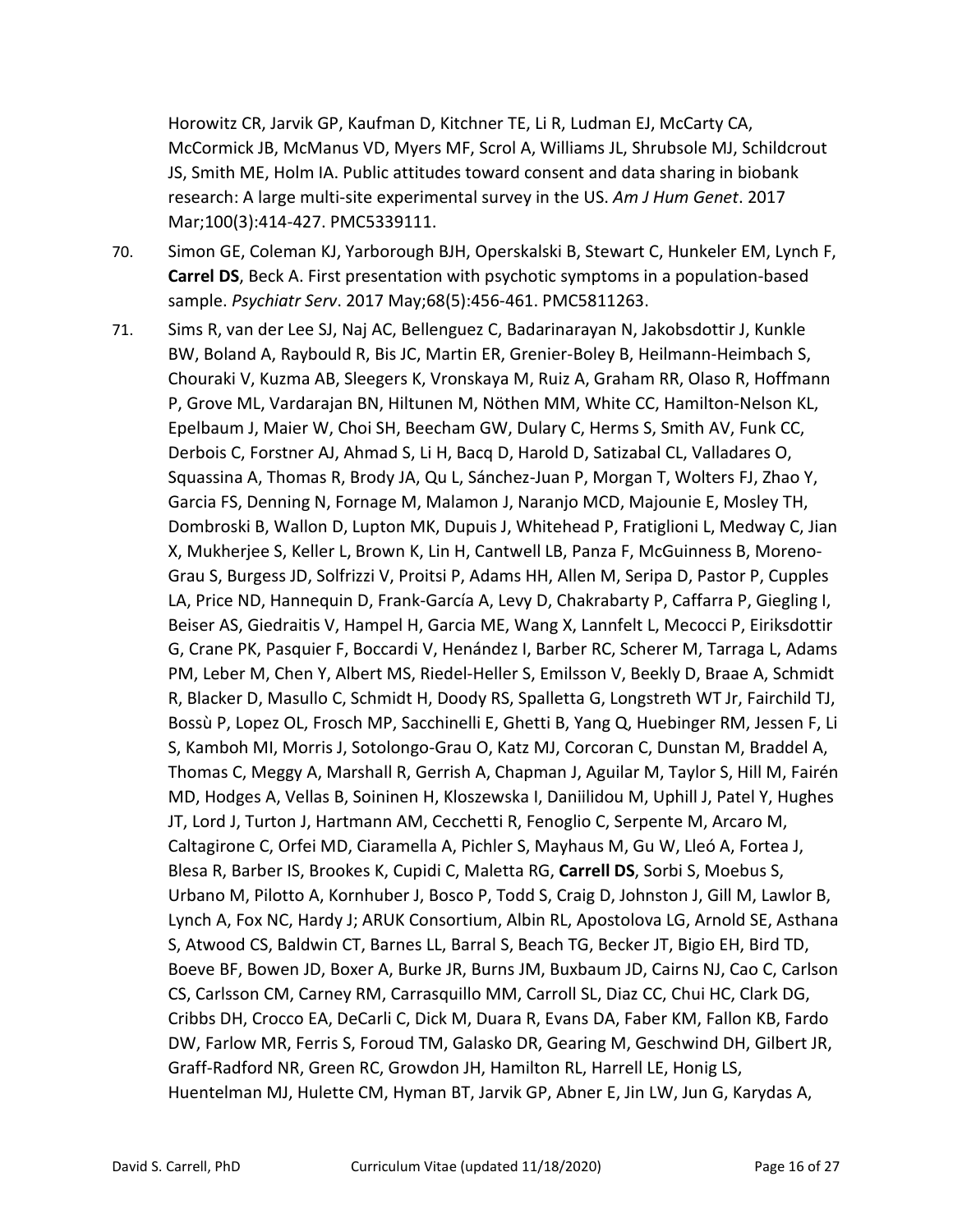Horowitz CR, Jarvik GP, Kaufman D, Kitchner TE, Li R, Ludman EJ, McCarty CA, McCormick JB, McManus VD, Myers MF, Scrol A, Williams JL, Shrubsole MJ, Schildcrout JS, Smith ME, Holm IA. Public attitudes toward consent and data sharing in biobank research: A large multi-site experimental survey in the US. *Am J Hum Genet*. 2017 Mar;100(3):414-427. PMC5339111.

70. Simon GE, Coleman KJ, Yarborough BJH, Operskalski B, Stewart C, Hunkeler EM, Lynch F, **Carrel DS**, Beck A. First presentation with psychotic symptoms in a population-based sample. *Psychiatr Serv*. 2017 May;68(5):456-461. PMC5811263.

71. Sims R, van der Lee SJ, Naj AC, Bellenguez C, Badarinarayan N, Jakobsdottir J, Kunkle BW, Boland A, Raybould R, Bis JC, Martin ER, Grenier-Boley B, Heilmann-Heimbach S, Chouraki V, Kuzma AB, Sleegers K, Vronskaya M, Ruiz A, Graham RR, Olaso R, Hoffmann P, Grove ML, Vardarajan BN, Hiltunen M, Nöthen MM, White CC, Hamilton-Nelson KL, Epelbaum J, Maier W, Choi SH, Beecham GW, Dulary C, Herms S, Smith AV, Funk CC, Derbois C, Forstner AJ, Ahmad S, Li H, Bacq D, Harold D, Satizabal CL, Valladares O, Squassina A, Thomas R, Brody JA, Qu L, Sánchez-Juan P, Morgan T, Wolters FJ, Zhao Y, Garcia FS, Denning N, Fornage M, Malamon J, Naranjo MCD, Majounie E, Mosley TH, Dombroski B, Wallon D, Lupton MK, Dupuis J, Whitehead P, Fratiglioni L, Medway C, Jian X, Mukherjee S, Keller L, Brown K, Lin H, Cantwell LB, Panza F, McGuinness B, Moreno-Grau S, Burgess JD, Solfrizzi V, Proitsi P, Adams HH, Allen M, Seripa D, Pastor P, Cupples LA, Price ND, Hannequin D, Frank-García A, Levy D, Chakrabarty P, Caffarra P, Giegling I, Beiser AS, Giedraitis V, Hampel H, Garcia ME, Wang X, Lannfelt L, Mecocci P, Eiriksdottir G, Crane PK, Pasquier F, Boccardi V, Henández I, Barber RC, Scherer M, Tarraga L, Adams PM, Leber M, Chen Y, Albert MS, Riedel-Heller S, Emilsson V, Beekly D, Braae A, Schmidt R, Blacker D, Masullo C, Schmidt H, Doody RS, Spalletta G, Longstreth WT Jr, Fairchild TJ, Bossù P, Lopez OL, Frosch MP, Sacchinelli E, Ghetti B, Yang Q, Huebinger RM, Jessen F, Li S, Kamboh MI, Morris J, Sotolongo-Grau O, Katz MJ, Corcoran C, Dunstan M, Braddel A, Thomas C, Meggy A, Marshall R, Gerrish A, Chapman J, Aguilar M, Taylor S, Hill M, Fairén MD, Hodges A, Vellas B, Soininen H, Kloszewska I, Daniilidou M, Uphill J, Patel Y, Hughes JT, Lord J, Turton J, Hartmann AM, Cecchetti R, Fenoglio C, Serpente M, Arcaro M, Caltagirone C, Orfei MD, Ciaramella A, Pichler S, Mayhaus M, Gu W, Lleó A, Fortea J, Blesa R, Barber IS, Brookes K, Cupidi C, Maletta RG, **Carrell DS**, Sorbi S, Moebus S, Urbano M, Pilotto A, Kornhuber J, Bosco P, Todd S, Craig D, Johnston J, Gill M, Lawlor B, Lynch A, Fox NC, Hardy J; ARUK Consortium, Albin RL, Apostolova LG, Arnold SE, Asthana S, Atwood CS, Baldwin CT, Barnes LL, Barral S, Beach TG, Becker JT, Bigio EH, Bird TD, Boeve BF, Bowen JD, Boxer A, Burke JR, Burns JM, Buxbaum JD, Cairns NJ, Cao C, Carlson CS, Carlsson CM, Carney RM, Carrasquillo MM, Carroll SL, Diaz CC, Chui HC, Clark DG, Cribbs DH, Crocco EA, DeCarli C, Dick M, Duara R, Evans DA, Faber KM, Fallon KB, Fardo DW, Farlow MR, Ferris S, Foroud TM, Galasko DR, Gearing M, Geschwind DH, Gilbert JR, Graff-Radford NR, Green RC, Growdon JH, Hamilton RL, Harrell LE, Honig LS, Huentelman MJ, Hulette CM, Hyman BT, Jarvik GP, Abner E, Jin LW, Jun G, Karydas A,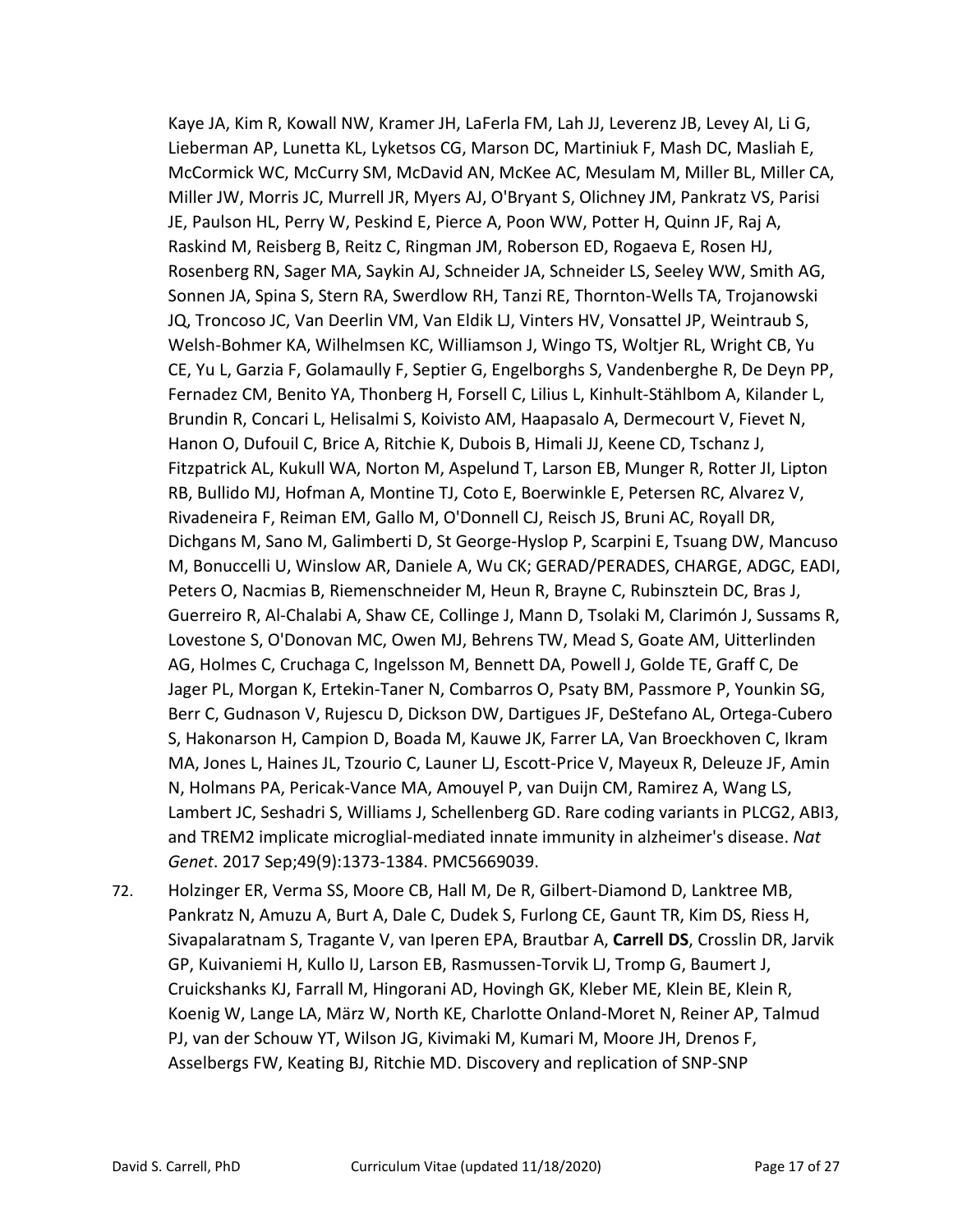Kaye JA, Kim R, Kowall NW, Kramer JH, LaFerla FM, Lah JJ, Leverenz JB, Levey AI, Li G, Lieberman AP, Lunetta KL, Lyketsos CG, Marson DC, Martiniuk F, Mash DC, Masliah E, McCormick WC, McCurry SM, McDavid AN, McKee AC, Mesulam M, Miller BL, Miller CA, Miller JW, Morris JC, Murrell JR, Myers AJ, O'Bryant S, Olichney JM, Pankratz VS, Parisi JE, Paulson HL, Perry W, Peskind E, Pierce A, Poon WW, Potter H, Quinn JF, Raj A, Raskind M, Reisberg B, Reitz C, Ringman JM, Roberson ED, Rogaeva E, Rosen HJ, Rosenberg RN, Sager MA, Saykin AJ, Schneider JA, Schneider LS, Seeley WW, Smith AG, Sonnen JA, Spina S, Stern RA, Swerdlow RH, Tanzi RE, Thornton-Wells TA, Trojanowski JQ, Troncoso JC, Van Deerlin VM, Van Eldik LJ, Vinters HV, Vonsattel JP, Weintraub S, Welsh-Bohmer KA, Wilhelmsen KC, Williamson J, Wingo TS, Woltjer RL, Wright CB, Yu CE, Yu L, Garzia F, Golamaully F, Septier G, Engelborghs S, Vandenberghe R, De Deyn PP, Fernadez CM, Benito YA, Thonberg H, Forsell C, Lilius L, Kinhult-Stählbom A, Kilander L, Brundin R, Concari L, Helisalmi S, Koivisto AM, Haapasalo A, Dermecourt V, Fievet N, Hanon O, Dufouil C, Brice A, Ritchie K, Dubois B, Himali JJ, Keene CD, Tschanz J, Fitzpatrick AL, Kukull WA, Norton M, Aspelund T, Larson EB, Munger R, Rotter JI, Lipton RB, Bullido MJ, Hofman A, Montine TJ, Coto E, Boerwinkle E, Petersen RC, Alvarez V, Rivadeneira F, Reiman EM, Gallo M, O'Donnell CJ, Reisch JS, Bruni AC, Royall DR, Dichgans M, Sano M, Galimberti D, St George-Hyslop P, Scarpini E, Tsuang DW, Mancuso M, Bonuccelli U, Winslow AR, Daniele A, Wu CK; GERAD/PERADES, CHARGE, ADGC, EADI, Peters O, Nacmias B, Riemenschneider M, Heun R, Brayne C, Rubinsztein DC, Bras J, Guerreiro R, Al-Chalabi A, Shaw CE, Collinge J, Mann D, Tsolaki M, Clarimón J, Sussams R, Lovestone S, O'Donovan MC, Owen MJ, Behrens TW, Mead S, Goate AM, Uitterlinden AG, Holmes C, Cruchaga C, Ingelsson M, Bennett DA, Powell J, Golde TE, Graff C, De Jager PL, Morgan K, Ertekin-Taner N, Combarros O, Psaty BM, Passmore P, Younkin SG, Berr C, Gudnason V, Rujescu D, Dickson DW, Dartigues JF, DeStefano AL, Ortega-Cubero S, Hakonarson H, Campion D, Boada M, Kauwe JK, Farrer LA, Van Broeckhoven C, Ikram MA, Jones L, Haines JL, Tzourio C, Launer LJ, Escott-Price V, Mayeux R, Deleuze JF, Amin N, Holmans PA, Pericak-Vance MA, Amouyel P, van Duijn CM, Ramirez A, Wang LS, Lambert JC, Seshadri S, Williams J, Schellenberg GD. Rare coding variants in PLCG2, ABI3, and TREM2 implicate microglial-mediated innate immunity in alzheimer's disease. *Nat Genet*. 2017 Sep;49(9):1373-1384. PMC5669039.

72. Holzinger ER, Verma SS, Moore CB, Hall M, De R, Gilbert-Diamond D, Lanktree MB, Pankratz N, Amuzu A, Burt A, Dale C, Dudek S, Furlong CE, Gaunt TR, Kim DS, Riess H, Sivapalaratnam S, Tragante V, van Iperen EPA, Brautbar A, **Carrell DS**, Crosslin DR, Jarvik GP, Kuivaniemi H, Kullo IJ, Larson EB, Rasmussen-Torvik LJ, Tromp G, Baumert J, Cruickshanks KJ, Farrall M, Hingorani AD, Hovingh GK, Kleber ME, Klein BE, Klein R, Koenig W, Lange LA, März W, North KE, Charlotte Onland-Moret N, Reiner AP, Talmud PJ, van der Schouw YT, Wilson JG, Kivimaki M, Kumari M, Moore JH, Drenos F, Asselbergs FW, Keating BJ, Ritchie MD. Discovery and replication of SNP-SNP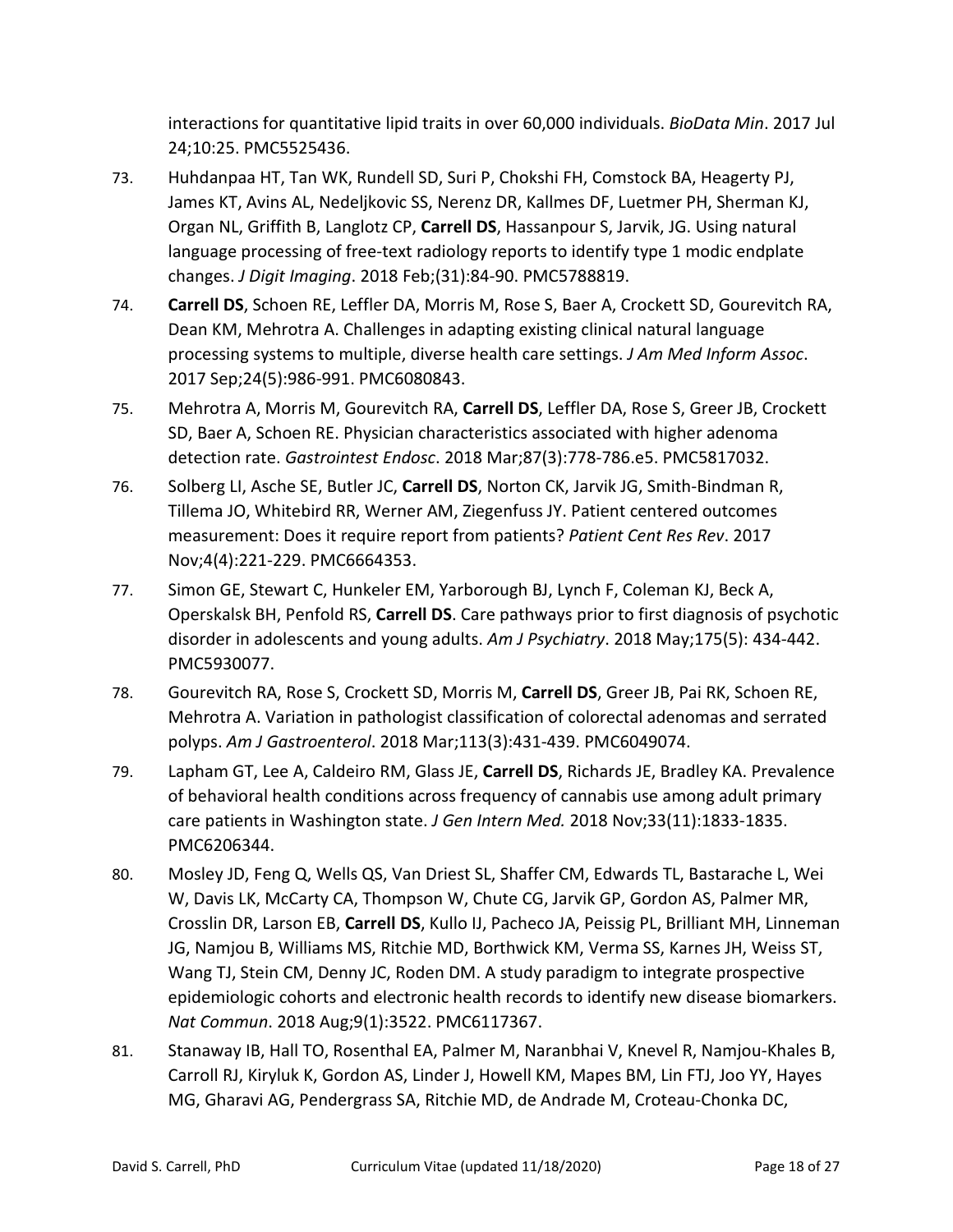interactions for quantitative lipid traits in over 60,000 individuals. *BioData Min*. 2017 Jul 24;10:25. PMC5525436.

73. Huhdanpaa HT, Tan WK, Rundell SD, Suri P, Chokshi FH, Comstock BA, Heagerty PJ, James KT, Avins AL, Nedeljkovic SS, Nerenz DR, Kallmes DF, Luetmer PH, Sherman KJ, Organ NL, Griffith B, Langlotz CP, **Carrell DS**, Hassanpour S, Jarvik, JG. Using natural language processing of free-text radiology reports to identify type 1 modic endplate changes. *J Digit Imaging*. 2018 Feb;(31):84-90. PMC5788819.

74. **Carrell DS**, Schoen RE, Leffler DA, Morris M, Rose S, Baer A, Crockett SD, Gourevitch RA, Dean KM, Mehrotra A. Challenges in adapting existing clinical natural language processing systems to multiple, diverse health care settings. *J Am Med Inform Assoc*. 2017 Sep;24(5):986-991. PMC6080843.

75. Mehrotra A, Morris M, Gourevitch RA, **Carrell DS**, Leffler DA, Rose S, Greer JB, Crockett SD, Baer A, Schoen RE. Physician characteristics associated with higher adenoma detection rate. *Gastrointest Endosc*. 2018 Mar;87(3):778-786.e5. PMC5817032.

76. Solberg LI, Asche SE, Butler JC, **Carrell DS**, Norton CK, Jarvik JG, Smith-Bindman R, Tillema JO, Whitebird RR, Werner AM, Ziegenfuss JY. Patient centered outcomes measurement: Does it require report from patients? *Patient Cent Res Rev*. 2017 Nov;4(4):221-229. PMC6664353.

77. Simon GE, Stewart C, Hunkeler EM, Yarborough BJ, Lynch F, Coleman KJ, Beck A, Operskalsk BH, Penfold RS, **Carrell DS**. Care pathways prior to first diagnosis of psychotic disorder in adolescents and young adults. *Am J Psychiatry*. 2018 May;175(5): 434-442. PMC5930077.

78. Gourevitch RA, Rose S, Crockett SD, Morris M, **Carrell DS**, Greer JB, Pai RK, Schoen RE, Mehrotra A. Variation in pathologist classification of colorectal adenomas and serrated polyps. *Am J Gastroenterol*. 2018 Mar;113(3):431-439. PMC6049074.

79. Lapham GT, Lee A, Caldeiro RM, Glass JE, **Carrell DS**, Richards JE, Bradley KA. Prevalence of behavioral health conditions across frequency of cannabis use among adult primary care patients in Washington state. *J Gen Intern Med.* 2018 Nov;33(11):1833-1835. PMC6206344.

80. Mosley JD, Feng Q, Wells QS, Van Driest SL, Shaffer CM, Edwards TL, Bastarache L, Wei W, Davis LK, McCarty CA, Thompson W, Chute CG, Jarvik GP, Gordon AS, Palmer MR, Crosslin DR, Larson EB, **Carrell DS**, Kullo IJ, Pacheco JA, Peissig PL, Brilliant MH, Linneman JG, Namjou B, Williams MS, Ritchie MD, Borthwick KM, Verma SS, Karnes JH, Weiss ST, Wang TJ, Stein CM, Denny JC, Roden DM. A study paradigm to integrate prospective epidemiologic cohorts and electronic health records to identify new disease biomarkers. *Nat Commun*. 2018 Aug;9(1):3522. PMC6117367.

81. Stanaway IB, Hall TO, Rosenthal EA, Palmer M, Naranbhai V, Knevel R, Namjou-Khales B, Carroll RJ, Kiryluk K, Gordon AS, Linder J, Howell KM, Mapes BM, Lin FTJ, Joo YY, Hayes MG, Gharavi AG, Pendergrass SA, Ritchie MD, de Andrade M, Croteau-Chonka DC,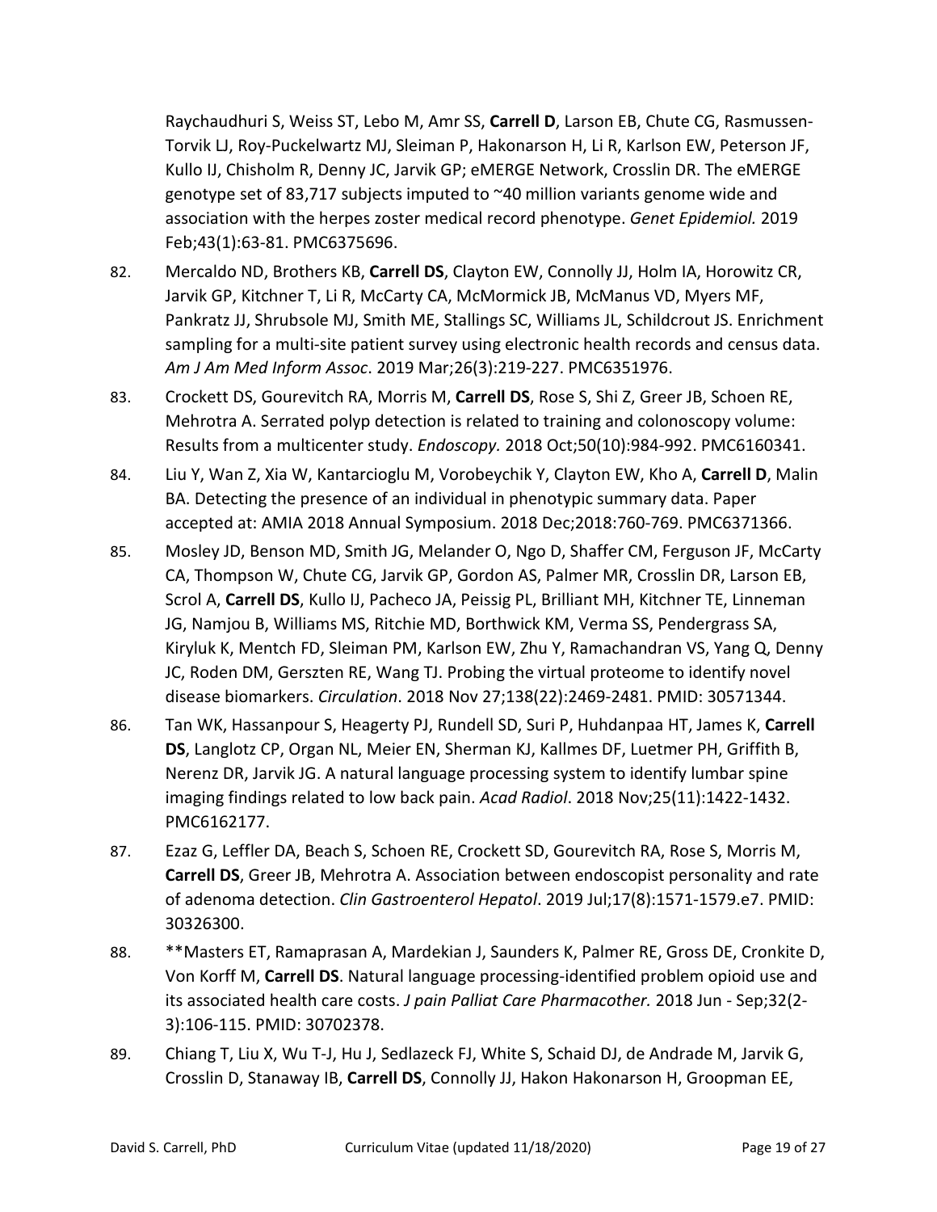Raychaudhuri S, Weiss ST, Lebo M, Amr SS, **Carrell D**, Larson EB, Chute CG, Rasmussen-Torvik LJ, Roy-Puckelwartz MJ, Sleiman P, Hakonarson H, Li R, Karlson EW, Peterson JF, Kullo IJ, Chisholm R, Denny JC, Jarvik GP; eMERGE Network, Crosslin DR. The eMERGE genotype set of 83,717 subjects imputed to ~40 million variants genome wide and association with the herpes zoster medical record phenotype. *Genet Epidemiol.* 2019 Feb;43(1):63-81. PMC6375696.

82. Mercaldo ND, Brothers KB, **Carrell DS**, Clayton EW, Connolly JJ, Holm IA, Horowitz CR, Jarvik GP, Kitchner T, Li R, McCarty CA, McMormick JB, McManus VD, Myers MF, Pankratz JJ, Shrubsole MJ, Smith ME, Stallings SC, Williams JL, Schildcrout JS. Enrichment sampling for a multi-site patient survey using electronic health records and census data. *Am J Am Med Inform Assoc*. 2019 Mar;26(3):219-227. PMC6351976.

83. Crockett DS, Gourevitch RA, Morris M, **Carrell DS**, Rose S, Shi Z, Greer JB, Schoen RE, Mehrotra A. Serrated polyp detection is related to training and colonoscopy volume: Results from a multicenter study. *Endoscopy.* 2018 Oct;50(10):984-992. PMC6160341.

84. Liu Y, Wan Z, Xia W, Kantarcioglu M, Vorobeychik Y, Clayton EW, Kho A, **Carrell D**, Malin BA. Detecting the presence of an individual in phenotypic summary data. Paper accepted at: AMIA 2018 Annual Symposium. 2018 Dec;2018:760-769. PMC6371366.

85. Mosley JD, Benson MD, Smith JG, Melander O, Ngo D, Shaffer CM, Ferguson JF, McCarty CA, Thompson W, Chute CG, Jarvik GP, Gordon AS, Palmer MR, Crosslin DR, Larson EB, Scrol A, **Carrell DS**, Kullo IJ, Pacheco JA, Peissig PL, Brilliant MH, Kitchner TE, Linneman JG, Namjou B, Williams MS, Ritchie MD, Borthwick KM, Verma SS, Pendergrass SA, Kiryluk K, Mentch FD, Sleiman PM, Karlson EW, Zhu Y, Ramachandran VS, Yang Q, Denny JC, Roden DM, Gerszten RE, Wang TJ. Probing the virtual proteome to identify novel disease biomarkers. *Circulation*. 2018 Nov 27;138(22):2469-2481. PMID: 30571344.

86. Tan WK, Hassanpour S, Heagerty PJ, Rundell SD, Suri P, Huhdanpaa HT, James K, **Carrell DS**, Langlotz CP, Organ NL, Meier EN, Sherman KJ, Kallmes DF, Luetmer PH, Griffith B, Nerenz DR, Jarvik JG. A natural language processing system to identify lumbar spine imaging findings related to low back pain. *Acad Radiol*. 2018 Nov;25(11):1422-1432. PMC6162177.

87. Ezaz G, Leffler DA, Beach S, Schoen RE, Crockett SD, Gourevitch RA, Rose S, Morris M, **Carrell DS**, Greer JB, Mehrotra A. Association between endoscopist personality and rate of adenoma detection. *Clin Gastroenterol Hepatol*. 2019 Jul;17(8):1571-1579.e7. PMID: 30326300.

88. **Masters ET, Ramaprasan A, Mardekian J, Saunders K, Palmer RE, Gross DE, Cronkite D, Von Korff M, **Carrell DS**. Natural language processing-identified problem opioid use and its associated health care costs. *J pain Palliat Care Pharmacother.* 2018 Jun - Sep;32(2-3):106-115. PMID: 30702378.

89. Chiang T, Liu X, Wu T-J, Hu J, Sedlazeck FJ, White S, Schaid DJ, de Andrade M, Jarvik G, Crosslin D, Stanaway IB, **Carrell DS**, Connolly JJ, Hakon Hakonarson H, Groopman EE,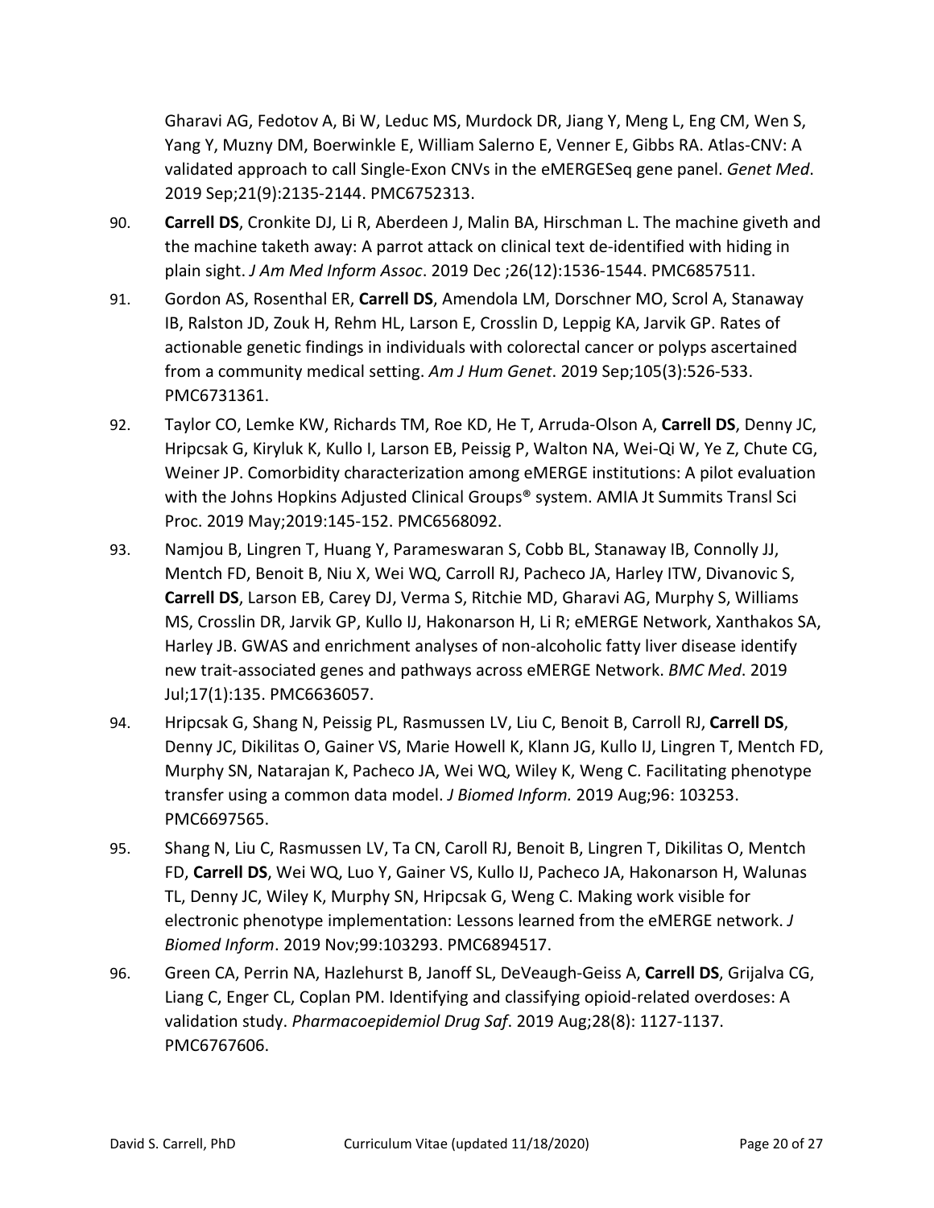Gharavi AG, Fedotov A, Bi W, Leduc MS, Murdock DR, Jiang Y, Meng L, Eng CM, Wen S, Yang Y, Muzny DM, Boerwinkle E, William Salerno E, Venner E, Gibbs RA. Atlas-CNV: A validated approach to call Single-Exon CNVs in the eMERGESeq gene panel. *Genet Med*. 2019 Sep;21(9):2135-2144. PMC6752313.

90. **Carrell DS**, Cronkite DJ, Li R, Aberdeen J, Malin BA, Hirschman L. The machine giveth and the machine taketh away: A parrot attack on clinical text de-identified with hiding in plain sight. *J Am Med Inform Assoc*. 2019 Dec ;26(12):1536-1544. PMC6857511.

91. Gordon AS, Rosenthal ER, **Carrell DS**, Amendola LM, Dorschner MO, Scrol A, Stanaway IB, Ralston JD, Zouk H, Rehm HL, Larson E, Crosslin D, Leppig KA, Jarvik GP. Rates of actionable genetic findings in individuals with colorectal cancer or polyps ascertained from a community medical setting. *Am J Hum Genet*. 2019 Sep;105(3):526-533. PMC6731361.

92. Taylor CO, Lemke KW, Richards TM, Roe KD, He T, Arruda-Olson A, **Carrell DS**, Denny JC, Hripcsak G, Kiryluk K, Kullo I, Larson EB, Peissig P, Walton NA, Wei-Qi W, Ye Z, Chute CG, Weiner JP. Comorbidity characterization among eMERGE institutions: A pilot evaluation with the Johns Hopkins Adjusted Clinical Groups® system. AMIA Jt Summits Transl Sci Proc. 2019 May;2019:145-152. PMC6568092.

93. Namjou B, Lingren T, Huang Y, Parameswaran S, Cobb BL, Stanaway IB, Connolly JJ, Mentch FD, Benoit B, Niu X, Wei WQ, Carroll RJ, Pacheco JA, Harley ITW, Divanovic S, **Carrell DS**, Larson EB, Carey DJ, Verma S, Ritchie MD, Gharavi AG, Murphy S, Williams MS, Crosslin DR, Jarvik GP, Kullo IJ, Hakonarson H, Li R; eMERGE Network, Xanthakos SA, Harley JB. GWAS and enrichment analyses of non-alcoholic fatty liver disease identify new trait-associated genes and pathways across eMERGE Network. *BMC Med*. 2019 Jul;17(1):135. PMC6636057.

94. Hripcsak G, Shang N, Peissig PL, Rasmussen LV, Liu C, Benoit B, Carroll RJ, **Carrell DS**, Denny JC, Dikilitas O, Gainer VS, Marie Howell K, Klann JG, Kullo IJ, Lingren T, Mentch FD, Murphy SN, Natarajan K, Pacheco JA, Wei WQ, Wiley K, Weng C. Facilitating phenotype transfer using a common data model. *J Biomed Inform.* 2019 Aug;96: 103253. PMC6697565.

95. Shang N, Liu C, Rasmussen LV, Ta CN, Caroll RJ, Benoit B, Lingren T, Dikilitas O, Mentch FD, **Carrell DS**, Wei WQ, Luo Y, Gainer VS, Kullo IJ, Pacheco JA, Hakonarson H, Walunas TL, Denny JC, Wiley K, Murphy SN, Hripcsak G, Weng C. Making work visible for electronic phenotype implementation: Lessons learned from the eMERGE network. *J Biomed Inform*. 2019 Nov;99:103293. PMC6894517.

96. Green CA, Perrin NA, Hazlehurst B, Janoff SL, DeVeaugh-Geiss A, **Carrell DS**, Grijalva CG, Liang C, Enger CL, Coplan PM. Identifying and classifying opioid-related overdoses: A validation study. *Pharmacoepidemiol Drug Saf*. 2019 Aug;28(8): 1127-1137. PMC6767606.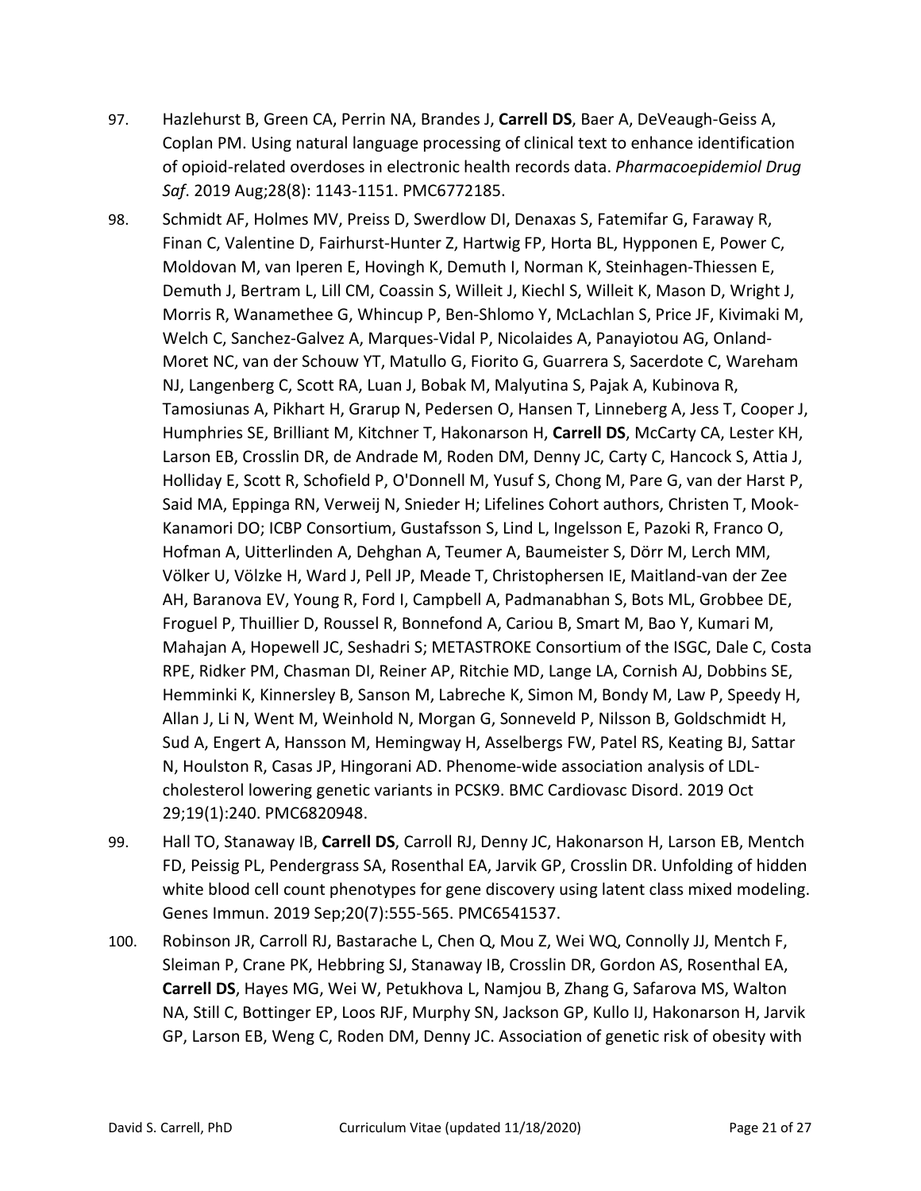97. Hazlehurst B, Green CA, Perrin NA, Brandes J, **Carrell DS**, Baer A, DeVeaugh-Geiss A, Coplan PM. Using natural language processing of clinical text to enhance identification of opioid-related overdoses in electronic health records data. *Pharmacoepidemiol Drug Saf*. 2019 Aug;28(8): 1143-1151. PMC6772185.

98. Schmidt AF, Holmes MV, Preiss D, Swerdlow DI, Denaxas S, Fatemifar G, Faraway R, Finan C, Valentine D, Fairhurst-Hunter Z, Hartwig FP, Horta BL, Hypponen E, Power C, Moldovan M, van Iperen E, Hovingh K, Demuth I, Norman K, Steinhagen-Thiessen E, Demuth J, Bertram L, Lill CM, Coassin S, Willeit J, Kiechl S, Willeit K, Mason D, Wright J, Morris R, Wanamethee G, Whincup P, Ben-Shlomo Y, McLachlan S, Price JF, Kivimaki M, Welch C, Sanchez-Galvez A, Marques-Vidal P, Nicolaides A, Panayiotou AG, Onland-Moret NC, van der Schouw YT, Matullo G, Fiorito G, Guarrera S, Sacerdote C, Wareham NJ, Langenberg C, Scott RA, Luan J, Bobak M, Malyutina S, Pajak A, Kubinova R, Tamosiunas A, Pikhart H, Grarup N, Pedersen O, Hansen T, Linneberg A, Jess T, Cooper J, Humphries SE, Brilliant M, Kitchner T, Hakonarson H, **Carrell DS**, McCarty CA, Lester KH, Larson EB, Crosslin DR, de Andrade M, Roden DM, Denny JC, Carty C, Hancock S, Attia J, Holliday E, Scott R, Schofield P, O'Donnell M, Yusuf S, Chong M, Pare G, van der Harst P, Said MA, Eppinga RN, Verweij N, Snieder H; Lifelines Cohort authors, Christen T, Mook-Kanamori DO; ICBP Consortium, Gustafsson S, Lind L, Ingelsson E, Pazoki R, Franco O, Hofman A, Uitterlinden A, Dehghan A, Teumer A, Baumeister S, Dörr M, Lerch MM, Völker U, Völzke H, Ward J, Pell JP, Meade T, Christophersen IE, Maitland-van der Zee AH, Baranova EV, Young R, Ford I, Campbell A, Padmanabhan S, Bots ML, Grobbee DE, Froguel P, Thuillier D, Roussel R, Bonnefond A, Cariou B, Smart M, Bao Y, Kumari M, Mahajan A, Hopewell JC, Seshadri S; METASTROKE Consortium of the ISGC, Dale C, Costa RPE, Ridker PM, Chasman DI, Reiner AP, Ritchie MD, Lange LA, Cornish AJ, Dobbins SE, Hemminki K, Kinnersley B, Sanson M, Labreche K, Simon M, Bondy M, Law P, Speedy H, Allan J, Li N, Went M, Weinhold N, Morgan G, Sonneveld P, Nilsson B, Goldschmidt H, Sud A, Engert A, Hansson M, Hemingway H, Asselbergs FW, Patel RS, Keating BJ, Sattar N, Houlston R, Casas JP, Hingorani AD. Phenome-wide association analysis of LDL-cholesterol lowering genetic variants in PCSK9. BMC Cardiovasc Disord. 2019 Oct 29;19(1):240. PMC6820948.

99. Hall TO, Stanaway IB, **Carrell DS**, Carroll RJ, Denny JC, Hakonarson H, Larson EB, Mentch FD, Peissig PL, Pendergrass SA, Rosenthal EA, Jarvik GP, Crosslin DR. Unfolding of hidden white blood cell count phenotypes for gene discovery using latent class mixed modeling. Genes Immun. 2019 Sep;20(7):555-565. PMC6541537.

100. Robinson JR, Carroll RJ, Bastarache L, Chen Q, Mou Z, Wei WQ, Connolly JJ, Mentch F, Sleiman P, Crane PK, Hebbring SJ, Stanaway IB, Crosslin DR, Gordon AS, Rosenthal EA, **Carrell DS**, Hayes MG, Wei W, Petukhova L, Namjou B, Zhang G, Safarova MS, Walton NA, Still C, Bottinger EP, Loos RJF, Murphy SN, Jackson GP, Kullo IJ, Hakonarson H, Jarvik GP, Larson EB, Weng C, Roden DM, Denny JC. Association of genetic risk of obesity with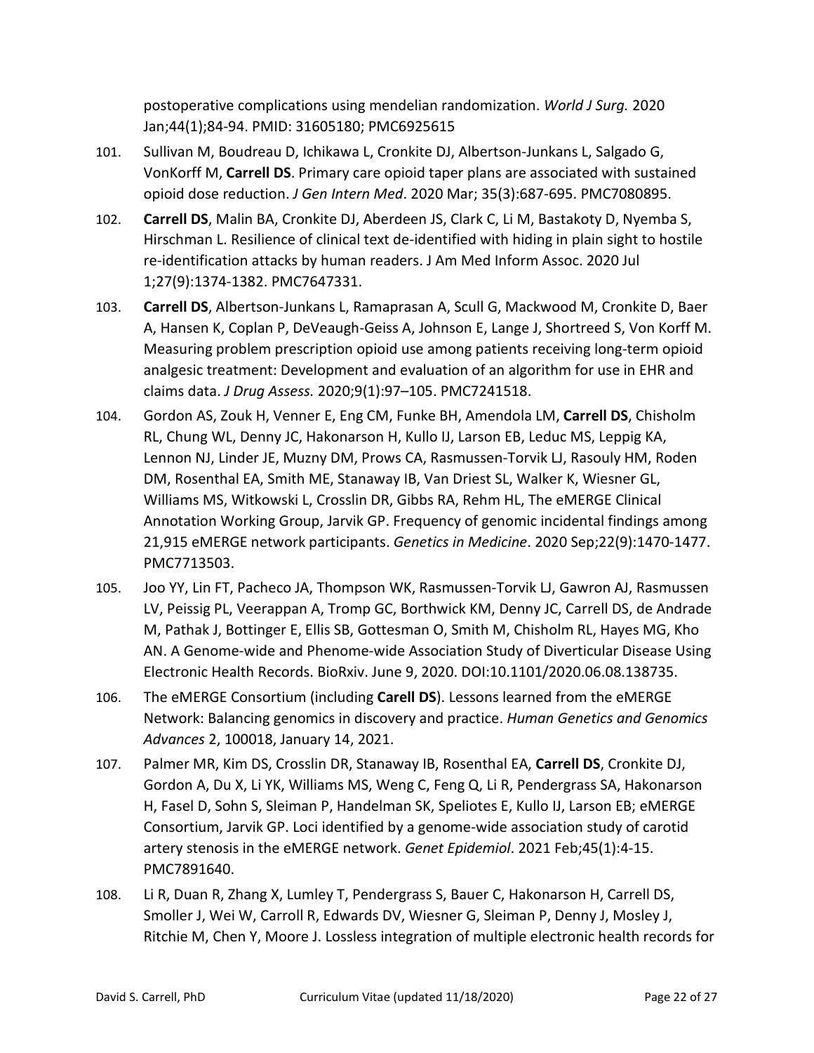postoperative complications using mendelian randomization. *World J Surg.* 2020 Jan;44(1);84-94. PMID: 31605180; PMC6925615

101. Sullivan M, Boudreau D, Ichikawa L, Cronkite DJ, Albertson-Junkans L, Salgado G, VonKorff M, **Carrell DS**. Primary care opioid taper plans are associated with sustained opioid dose reduction. *J Gen Intern Med*. 2020 Mar; 35(3):687-695. PMC7080895.

102. **Carrell DS**, Malin BA, Cronkite DJ, Aberdeen JS, Clark C, Li M, Bastakoty D, Nyemba S, Hirschman L. Resilience of clinical text de-identified with hiding in plain sight to hostile re-identification attacks by human readers. J Am Med Inform Assoc. 2020 Jul 1;27(9):1374-1382. PMC7647331.

103. **Carrell DS**, Albertson-Junkans L, Ramaprasan A, Scull G, Mackwood M, Cronkite D, Baer A, Hansen K, Coplan P, DeVeaugh-Geiss A, Johnson E, Lange J, Shortreed S, Von Korff M. Measuring problem prescription opioid use among patients receiving long-term opioid analgesic treatment: Development and evaluation of an algorithm for use in EHR and claims data. *J Drug Assess.* 2020;9(1):97–105. PMC7241518.

104. Gordon AS, Zouk H, Venner E, Eng CM, Funke BH, Amendola LM, **Carrell DS**, Chisholm RL, Chung WL, Denny JC, Hakonarson H, Kullo IJ, Larson EB, Leduc MS, Leppig KA, Lennon NJ, Linder JE, Muzny DM, Prows CA, Rasmussen-Torvik LJ, Rasouly HM, Roden DM, Rosenthal EA, Smith ME, Stanaway IB, Van Driest SL, Walker K, Wiesner GL, Williams MS, Witkowski L, Crosslin DR, Gibbs RA, Rehm HL, The eMERGE Clinical Annotation Working Group, Jarvik GP. Frequency of genomic incidental findings among 21,915 eMERGE network participants. *Genetics in Medicine*. 2020 Sep;22(9):1470-1477. PMC7713503.

105. Joo YY, Lin FT, Pacheco JA, Thompson WK, Rasmussen-Torvik LJ, Gawron AJ, Rasmussen LV, Peissig PL, Veerappan A, Tromp GC, Borthwick KM, Denny JC, Carrell DS, de Andrade M, Pathak J, Bottinger E, Ellis SB, Gottesman O, Smith M, Chisholm RL, Hayes MG, Kho AN. A Genome-wide and Phenome-wide Association Study of Diverticular Disease Using Electronic Health Records. BioRxiv. June 9, 2020. DOI:10.1101/2020.06.08.138735.

106. The eMERGE Consortium (including **Carell DS**). Lessons learned from the eMERGE Network: Balancing genomics in discovery and practice. *Human Genetics and Genomics Advances* 2, 100018, January 14, 2021.

107. Palmer MR, Kim DS, Crosslin DR, Stanaway IB, Rosenthal EA, **Carrell DS**, Cronkite DJ, Gordon A, Du X, Li YK, Williams MS, Weng C, Feng Q, Li R, Pendergrass SA, Hakonarson H, Fasel D, Sohn S, Sleiman P, Handelman SK, Speliotes E, Kullo IJ, Larson EB; eMERGE Consortium, Jarvik GP. Loci identified by a genome-wide association study of carotid artery stenosis in the eMERGE network. *Genet Epidemiol*. 2021 Feb;45(1):4-15. PMC7891640.

108. Li R, Duan R, Zhang X, Lumley T, Pendergrass S, Bauer C, Hakonarson H, Carrell DS, Smoller J, Wei W, Carroll R, Edwards DV, Wiesner G, Sleiman P, Denny J, Mosley J, Ritchie M, Chen Y, Moore J. Lossless integration of multiple electronic health records for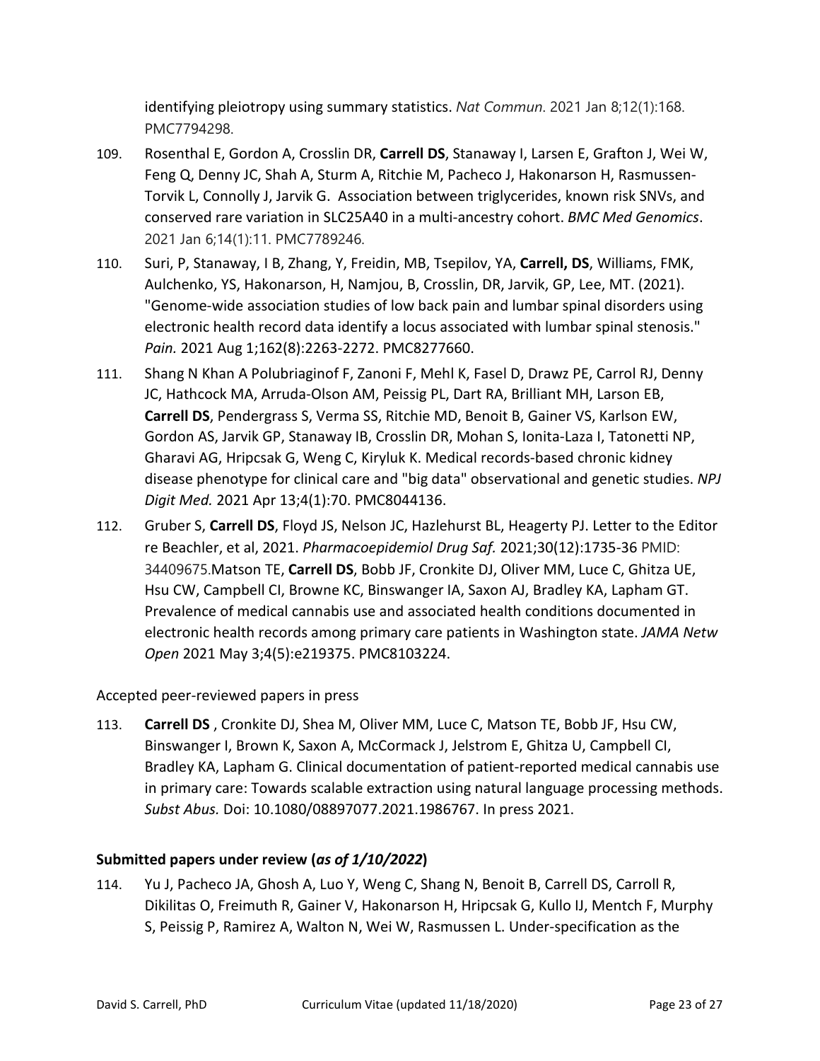identifying pleiotropy using summary statistics. *Nat Commun.* 2021 Jan 8;12(1):168. PMC7794298.

109. Rosenthal E, Gordon A, Crosslin DR, **Carrell DS**, Stanaway I, Larsen E, Grafton J, Wei W, Feng Q, Denny JC, Shah A, Sturm A, Ritchie M, Pacheco J, Hakonarson H, Rasmussen-Torvik L, Connolly J, Jarvik G. Association between triglycerides, known risk SNVs, and conserved rare variation in SLC25A40 in a multi-ancestry cohort. *BMC Med Genomics*. 2021 Jan 6;14(1):11. PMC7789246.

110. Suri, P, Stanaway, I B, Zhang, Y, Freidin, MB, Tsepilov, YA, **Carrell, DS**, Williams, FMK, Aulchenko, YS, Hakonarson, H, Namjou, B, Crosslin, DR, Jarvik, GP, Lee, MT. (2021). "Genome-wide association studies of low back pain and lumbar spinal disorders using electronic health record data identify a locus associated with lumbar spinal stenosis." *Pain.* 2021 Aug 1;162(8):2263-2272. PMC8277660.

111. Shang N Khan A Polubriaginof F, Zanoni F, Mehl K, Fasel D, Drawz PE, Carrol RJ, Denny JC, Hathcock MA, Arruda-Olson AM, Peissig PL, Dart RA, Brilliant MH, Larson EB, **Carrell DS**, Pendergrass S, Verma SS, Ritchie MD, Benoit B, Gainer VS, Karlson EW, Gordon AS, Jarvik GP, Stanaway IB, Crosslin DR, Mohan S, Ionita-Laza I, Tatonetti NP, Gharavi AG, Hripcsak G, Weng C, Kiryluk K. Medical records-based chronic kidney disease phenotype for clinical care and "big data" observational and genetic studies. *NPJ Digit Med.* 2021 Apr 13;4(1):70. PMC8044136.

112. Gruber S, **Carrell DS**, Floyd JS, Nelson JC, Hazlehurst BL, Heagerty PJ. Letter to the Editor re Beachler, et al, 2021. *Pharmacoepidemiol Drug Saf.* 2021;30(12):1735-36 PMID: 34409675.Matson TE, **Carrell DS**, Bobb JF, Cronkite DJ, Oliver MM, Luce C, Ghitza UE, Hsu CW, Campbell CI, Browne KC, Binswanger IA, Saxon AJ, Bradley KA, Lapham GT. Prevalence of medical cannabis use and associated health conditions documented in electronic health records among primary care patients in Washington state. *JAMA Netw Open* 2021 May 3;4(5):e219375. PMC8103224.

Accepted peer-reviewed papers in press

113. **Carrell DS** , Cronkite DJ, Shea M, Oliver MM, Luce C, Matson TE, Bobb JF, Hsu CW, Binswanger I, Brown K, Saxon A, McCormack J, Jelstrom E, Ghitza U, Campbell CI, Bradley KA, Lapham G. Clinical documentation of patient-reported medical cannabis use in primary care: Towards scalable extraction using natural language processing methods. *Subst Abus.* Doi: 10.1080/08897077.2021.1986767. In press 2021.

**Submitted papers under review (*as of 1/10/2022*)**

114. Yu J, Pacheco JA, Ghosh A, Luo Y, Weng C, Shang N, Benoit B, Carrell DS, Carroll R, Dikilitas O, Freimuth R, Gainer V, Hakonarson H, Hripcsak G, Kullo IJ, Mentch F, Murphy S, Peissig P, Ramirez A, Walton N, Wei W, Rasmussen L. Under-specification as the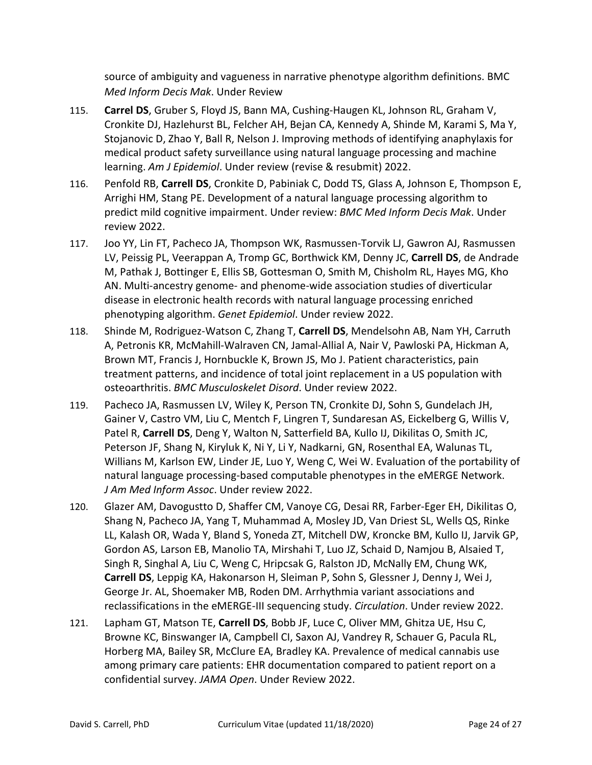source of ambiguity and vagueness in narrative phenotype algorithm definitions. BMC *Med Inform Decis Mak*. Under Review

115. **Carrel DS**, Gruber S, Floyd JS, Bann MA, Cushing-Haugen KL, Johnson RL, Graham V, Cronkite DJ, Hazlehurst BL, Felcher AH, Bejan CA, Kennedy A, Shinde M, Karami S, Ma Y, Stojanovic D, Zhao Y, Ball R, Nelson J. Improving methods of identifying anaphylaxis for medical product safety surveillance using natural language processing and machine learning. *Am J Epidemiol*. Under review (revise & resubmit) 2022.

116. Penfold RB, **Carrell DS**, Cronkite D, Pabiniak C, Dodd TS, Glass A, Johnson E, Thompson E, Arrighi HM, Stang PE. Development of a natural language processing algorithm to predict mild cognitive impairment. Under review: *BMC Med Inform Decis Mak*. Under review 2022.

117. Joo YY, Lin FT, Pacheco JA, Thompson WK, Rasmussen-Torvik LJ, Gawron AJ, Rasmussen LV, Peissig PL, Veerappan A, Tromp GC, Borthwick KM, Denny JC, **Carrell DS**, de Andrade M, Pathak J, Bottinger E, Ellis SB, Gottesman O, Smith M, Chisholm RL, Hayes MG, Kho AN. Multi-ancestry genome- and phenome-wide association studies of diverticular disease in electronic health records with natural language processing enriched phenotyping algorithm. *Genet Epidemiol*. Under review 2022.

118. Shinde M, Rodriguez-Watson C, Zhang T, **Carrell DS**, Mendelsohn AB, Nam YH, Carruth A, Petronis KR, McMahill-Walraven CN, Jamal-Allial A, Nair V, Pawloski PA, Hickman A, Brown MT, Francis J, Hornbuckle K, Brown JS, Mo J. Patient characteristics, pain treatment patterns, and incidence of total joint replacement in a US population with osteoarthritis. *BMC Musculoskelet Disord*. Under review 2022.

119. Pacheco JA, Rasmussen LV, Wiley K, Person TN, Cronkite DJ, Sohn S, Gundelach JH, Gainer V, Castro VM, Liu C, Mentch F, Lingren T, Sundaresan AS, Eickelberg G, Willis V, Patel R, **Carrell DS**, Deng Y, Walton N, Satterfield BA, Kullo IJ, Dikilitas O, Smith JC, Peterson JF, Shang N, Kiryluk K, Ni Y, Li Y, Nadkarni, GN, Rosenthal EA, Walunas TL, Willians M, Karlson EW, Linder JE, Luo Y, Weng C, Wei W. Evaluation of the portability of natural language processing-based computable phenotypes in the eMERGE Network. *J Am Med Inform Assoc*. Under review 2022.

120. Glazer AM, Davogustto D, Shaffer CM, Vanoye CG, Desai RR, Farber-Eger EH, Dikilitas O, Shang N, Pacheco JA, Yang T, Muhammad A, Mosley JD, Van Driest SL, Wells QS, Rinke LL, Kalash OR, Wada Y, Bland S, Yoneda ZT, Mitchell DW, Kroncke BM, Kullo IJ, Jarvik GP, Gordon AS, Larson EB, Manolio TA, Mirshahi T, Luo JZ, Schaid D, Namjou B, Alsaied T, Singh R, Singhal A, Liu C, Weng C, Hripcsak G, Ralston JD, McNally EM, Chung WK, **Carrell DS**, Leppig KA, Hakonarson H, Sleiman P, Sohn S, Glessner J, Denny J, Wei J, George Jr. AL, Shoemaker MB, Roden DM. Arrhythmia variant associations and reclassifications in the eMERGE-III sequencing study. *Circulation*. Under review 2022.

121. Lapham GT, Matson TE, **Carrell DS**, Bobb JF, Luce C, Oliver MM, Ghitza UE, Hsu C, Browne KC, Binswanger IA, Campbell CI, Saxon AJ, Vandrey R, Schauer G, Pacula RL, Horberg MA, Bailey SR, McClure EA, Bradley KA. Prevalence of medical cannabis use among primary care patients: EHR documentation compared to patient report on a confidential survey. *JAMA Open*. Under Review 2022.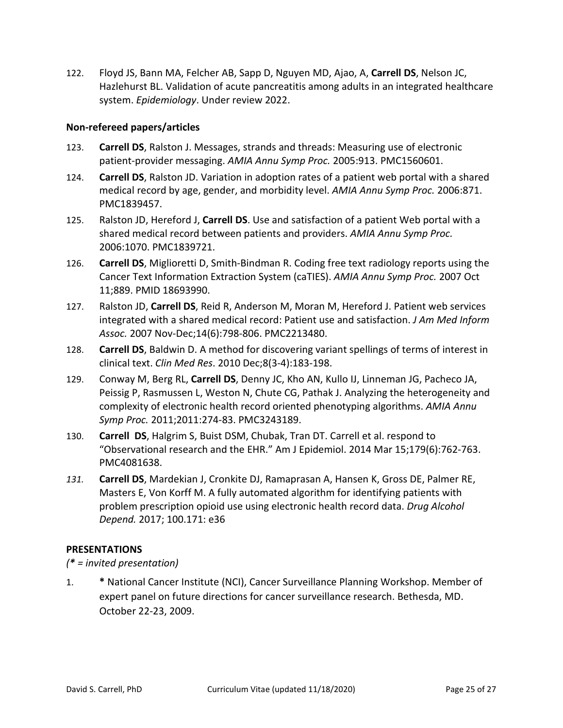122. Floyd JS, Bann MA, Felcher AB, Sapp D, Nguyen MD, Ajao, A, **Carrell DS**, Nelson JC, Hazlehurst BL. Validation of acute pancreatitis among adults in an integrated healthcare system. *Epidemiology*. Under review 2022.

**Non-refereed papers/articles**

123. **Carrell DS**, Ralston J. Messages, strands and threads: Measuring use of electronic patient-provider messaging. *AMIA Annu Symp Proc.* 2005:913. PMC1560601.

124. **Carrell DS**, Ralston JD. Variation in adoption rates of a patient web portal with a shared medical record by age, gender, and morbidity level. *AMIA Annu Symp Proc.* 2006:871. PMC1839457.

125. Ralston JD, Hereford J, **Carrell DS**. Use and satisfaction of a patient Web portal with a shared medical record between patients and providers. *AMIA Annu Symp Proc.* 2006:1070. PMC1839721.

126. **Carrell DS**, Miglioretti D, Smith-Bindman R. Coding free text radiology reports using the Cancer Text Information Extraction System (caTIES). *AMIA Annu Symp Proc.* 2007 Oct 11;889. PMID 18693990.

127. Ralston JD, **Carrell DS**, Reid R, Anderson M, Moran M, Hereford J. Patient web services integrated with a shared medical record: Patient use and satisfaction. *J Am Med Inform Assoc.* 2007 Nov-Dec;14(6):798-806. PMC2213480.

128. **Carrell DS**, Baldwin D. A method for discovering variant spellings of terms of interest in clinical text. *Clin Med Res*. 2010 Dec;8(3-4):183-198.

129. Conway M, Berg RL, **Carrell DS**, Denny JC, Kho AN, Kullo IJ, Linneman JG, Pacheco JA, Peissig P, Rasmussen L, Weston N, Chute CG, Pathak J. Analyzing the heterogeneity and complexity of electronic health record oriented phenotyping algorithms. *AMIA Annu Symp Proc.* 2011;2011:274-83. PMC3243189.

130. **Carrell DS**, Halgrim S, Buist DSM, Chubak, Tran DT. Carrell et al. respond to "Observational research and the EHR." Am J Epidemiol. 2014 Mar 15;179(6):762-763. PMC4081638.

131. **Carrell DS**, Mardekian J, Cronkite DJ, Ramaprasan A, Hansen K, Gross DE, Palmer RE, Masters E, Von Korff M. A fully automated algorithm for identifying patients with problem prescription opioid use using electronic health record data. *Drug Alcohol Depend.* 2017; 100.171: e36

**PRESENTATIONS**

*(* = invited presentation)*

1. ***** National Cancer Institute (NCI), Cancer Surveillance Planning Workshop. Member of expert panel on future directions for cancer surveillance research. Bethesda, MD. October 22-23, 2009.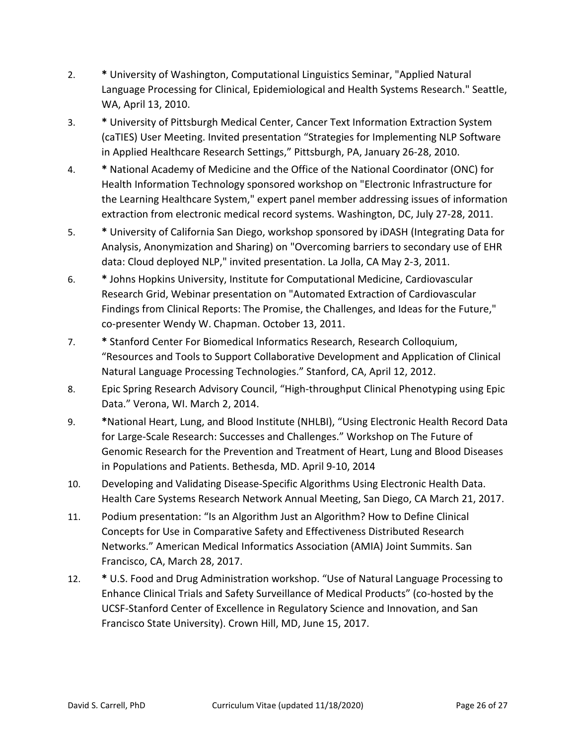2. **\*** University of Washington, Computational Linguistics Seminar, "Applied Natural Language Processing for Clinical, Epidemiological and Health Systems Research." Seattle, WA, April 13, 2010.

3. **\*** University of Pittsburgh Medical Center, Cancer Text Information Extraction System (caTIES) User Meeting. Invited presentation "Strategies for Implementing NLP Software in Applied Healthcare Research Settings," Pittsburgh, PA, January 26-28, 2010.

4. **\*** National Academy of Medicine and the Office of the National Coordinator (ONC) for Health Information Technology sponsored workshop on "Electronic Infrastructure for the Learning Healthcare System," expert panel member addressing issues of information extraction from electronic medical record systems. Washington, DC, July 27-28, 2011.

5. **\*** University of California San Diego, workshop sponsored by iDASH (Integrating Data for Analysis, Anonymization and Sharing) on "Overcoming barriers to secondary use of EHR data: Cloud deployed NLP," invited presentation. La Jolla, CA May 2-3, 2011.

6. **\*** Johns Hopkins University, Institute for Computational Medicine, Cardiovascular Research Grid, Webinar presentation on "Automated Extraction of Cardiovascular Findings from Clinical Reports: The Promise, the Challenges, and Ideas for the Future," co-presenter Wendy W. Chapman. October 13, 2011.

7. **\*** Stanford Center For Biomedical Informatics Research, Research Colloquium, "Resources and Tools to Support Collaborative Development and Application of Clinical Natural Language Processing Technologies." Stanford, CA, April 12, 2012.

8. Epic Spring Research Advisory Council, "High-throughput Clinical Phenotyping using Epic Data." Verona, WI. March 2, 2014.

9. **\***National Heart, Lung, and Blood Institute (NHLBI), "Using Electronic Health Record Data for Large-Scale Research: Successes and Challenges." Workshop on The Future of Genomic Research for the Prevention and Treatment of Heart, Lung and Blood Diseases in Populations and Patients. Bethesda, MD. April 9-10, 2014

10. Developing and Validating Disease-Specific Algorithms Using Electronic Health Data. Health Care Systems Research Network Annual Meeting, San Diego, CA March 21, 2017.

11. Podium presentation: "Is an Algorithm Just an Algorithm? How to Define Clinical Concepts for Use in Comparative Safety and Effectiveness Distributed Research Networks." American Medical Informatics Association (AMIA) Joint Summits. San Francisco, CA, March 28, 2017.

12. **\*** U.S. Food and Drug Administration workshop. "Use of Natural Language Processing to Enhance Clinical Trials and Safety Surveillance of Medical Products" (co-hosted by the UCSF-Stanford Center of Excellence in Regulatory Science and Innovation, and San Francisco State University). Crown Hill, MD, June 15, 2017.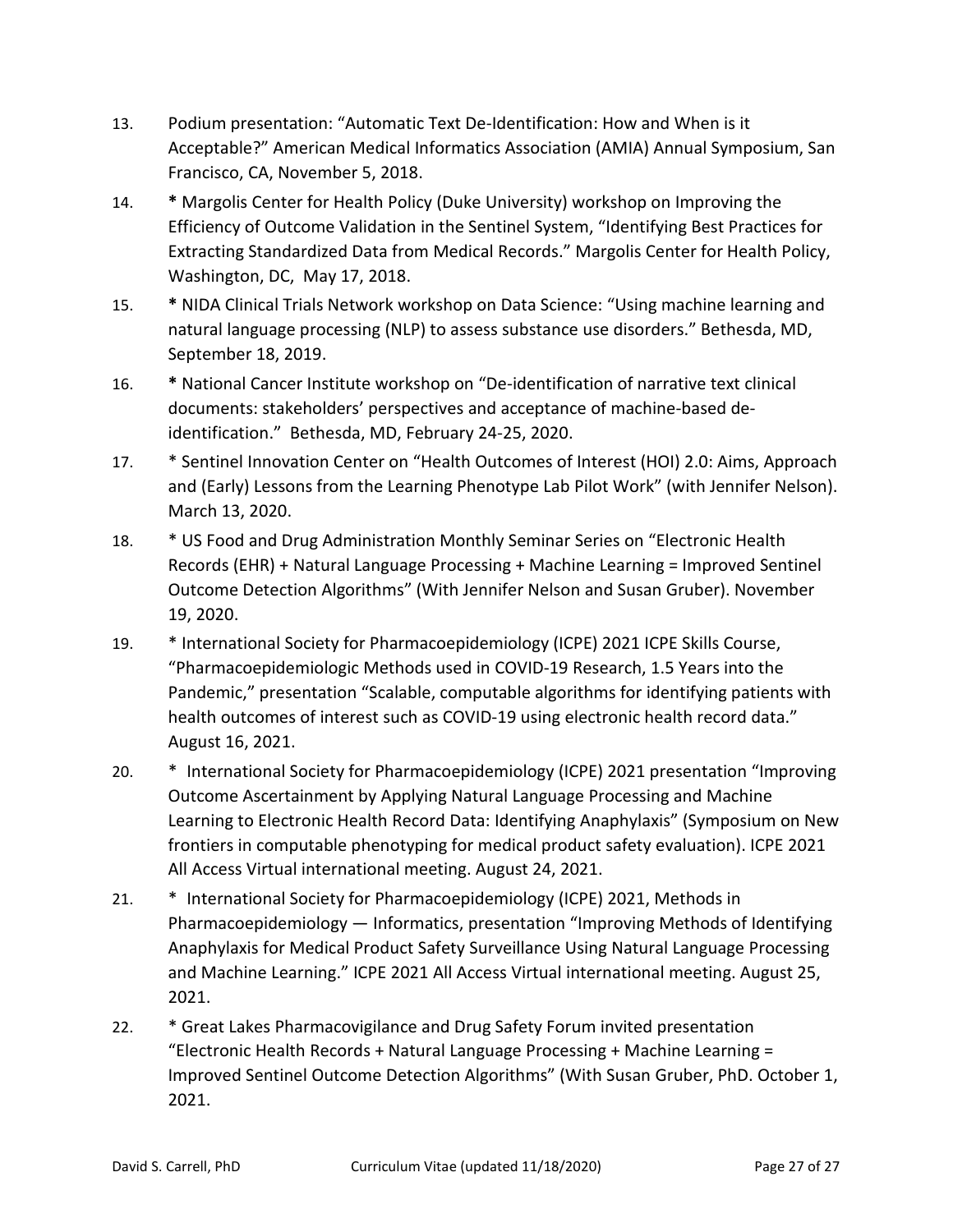13. Podium presentation: “Automatic Text De-Identification: How and When is it Acceptable?” American Medical Informatics Association (AMIA) Annual Symposium, San Francisco, CA, November 5, 2018.

14. **\*** Margolis Center for Health Policy (Duke University) workshop on Improving the Efficiency of Outcome Validation in the Sentinel System, “Identifying Best Practices for Extracting Standardized Data from Medical Records.” Margolis Center for Health Policy, Washington, DC, May 17, 2018.

15. **\*** NIDA Clinical Trials Network workshop on Data Science: “Using machine learning and natural language processing (NLP) to assess substance use disorders.” Bethesda, MD, September 18, 2019.

16. **\*** National Cancer Institute workshop on “De-identification of narrative text clinical documents: stakeholders’ perspectives and acceptance of machine-based de-identification.” Bethesda, MD, February 24-25, 2020.

17. \* Sentinel Innovation Center on “Health Outcomes of Interest (HOI) 2.0: Aims, Approach and (Early) Lessons from the Learning Phenotype Lab Pilot Work” (with Jennifer Nelson). March 13, 2020.

18. \* US Food and Drug Administration Monthly Seminar Series on “Electronic Health Records (EHR) + Natural Language Processing + Machine Learning = Improved Sentinel Outcome Detection Algorithms” (With Jennifer Nelson and Susan Gruber). November 19, 2020.

19. \* International Society for Pharmacoepidemiology (ICPE) 2021 ICPE Skills Course, “Pharmacoepidemiologic Methods used in COVID-19 Research, 1.5 Years into the Pandemic,” presentation “Scalable, computable algorithms for identifying patients with health outcomes of interest such as COVID-19 using electronic health record data.” August 16, 2021.

20. \* International Society for Pharmacoepidemiology (ICPE) 2021 presentation “Improving Outcome Ascertainment by Applying Natural Language Processing and Machine Learning to Electronic Health Record Data: Identifying Anaphylaxis” (Symposium on New frontiers in computable phenotyping for medical product safety evaluation). ICPE 2021 All Access Virtual international meeting. August 24, 2021.

21. \* International Society for Pharmacoepidemiology (ICPE) 2021, Methods in Pharmacoepidemiology — Informatics, presentation “Improving Methods of Identifying Anaphylaxis for Medical Product Safety Surveillance Using Natural Language Processing and Machine Learning.” ICPE 2021 All Access Virtual international meeting. August 25, 2021.

22. \* Great Lakes Pharmacovigilance and Drug Safety Forum invited presentation “Electronic Health Records + Natural Language Processing + Machine Learning = Improved Sentinel Outcome Detection Algorithms” (With Susan Gruber, PhD. October 1, 2021.